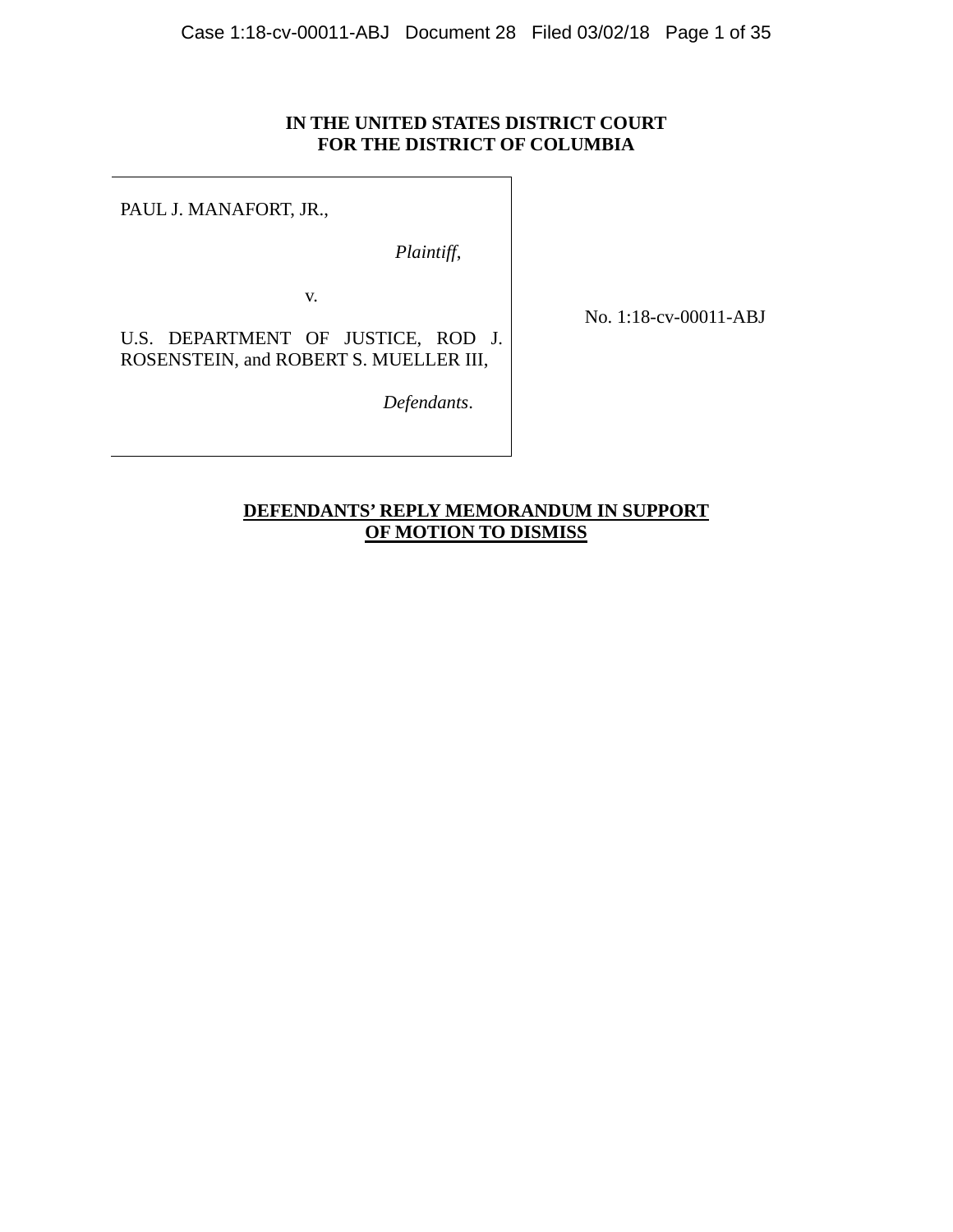**IN THE UNITED STATES DISTRICT COURT**
**FOR THE DISTRICT OF COLUMBIA**

PAUL J. MANAFORT, JR.,

*Plaintiff*,

v.

U.S. DEPARTMENT OF JUSTICE, ROD J. ROSENSTEIN, and ROBERT S. MUELLER III,

*Defendants*.

No. 1:18-cv-00011-ABJ

**DEFENDANTS' REPLY MEMORANDUM IN SUPPORT OF MOTION TO DISMISS**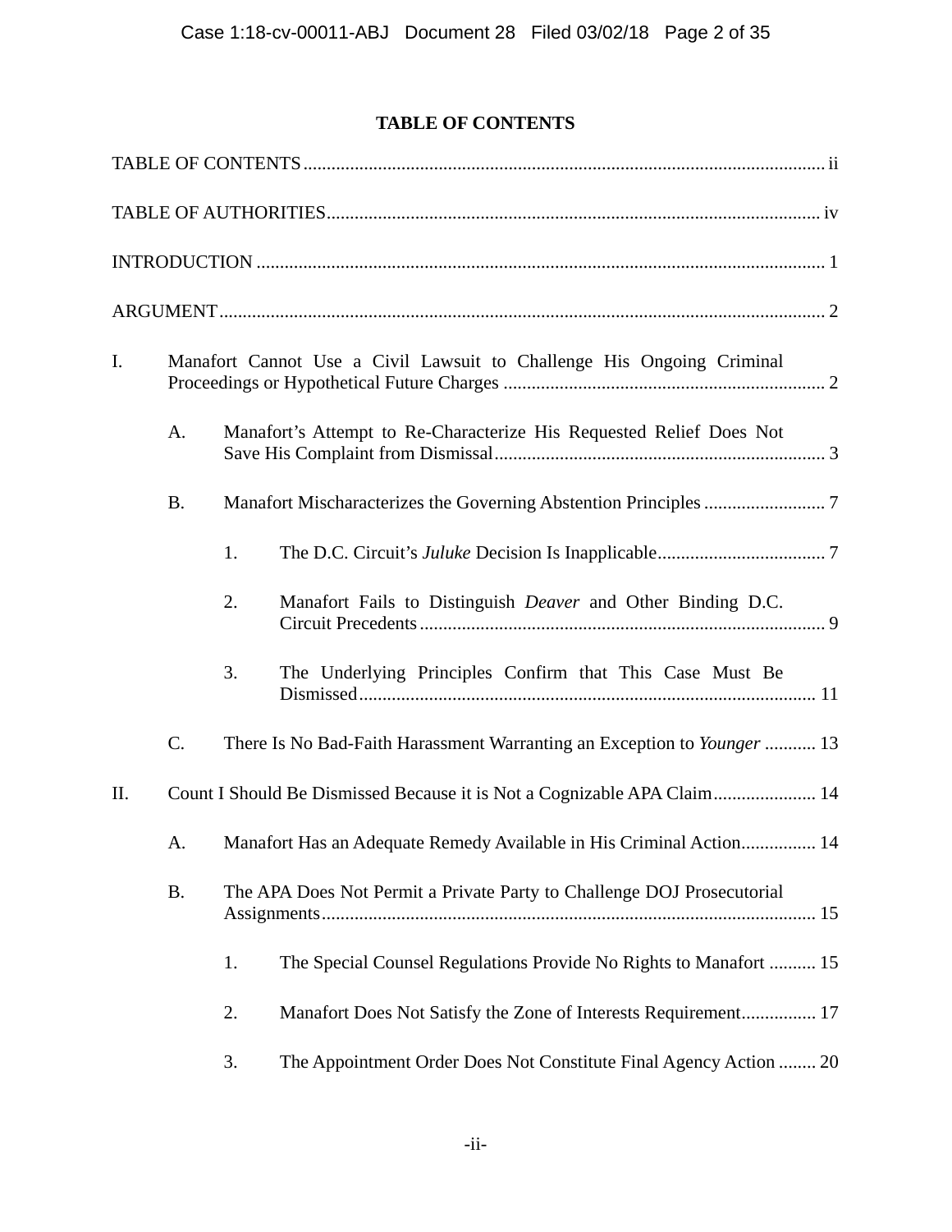## TABLE OF CONTENTS

TABLE OF CONTENTS ..... ii

TABLE OF AUTHORITIES ..... iv

INTRODUCTION ..... 1

ARGUMENT ..... 2

I. Manafort Cannot Use a Civil Lawsuit to Challenge His Ongoing Criminal Proceedings or Hypothetical Future Charges ..... 2

- A. Manafort's Attempt to Re-Characterize His Requested Relief Does Not Save His Complaint from Dismissal ..... 3
- B. Manafort Mischaracterizes the Governing Abstention Principles ..... 7
  - 1. The D.C. Circuit's *Juluke* Decision Is Inapplicable ..... 7
  - 2. Manafort Fails to Distinguish *Deaver* and Other Binding D.C. Circuit Precedents ..... 9
  - 3. The Underlying Principles Confirm that This Case Must Be Dismissed ..... 11
- C. There Is No Bad-Faith Harassment Warranting an Exception to *Younger* ..... 13

II. Count I Should Be Dismissed Because it is Not a Cognizable APA Claim ..... 14

- A. Manafort Has an Adequate Remedy Available in His Criminal Action ..... 14
- B. The APA Does Not Permit a Private Party to Challenge DOJ Prosecutorial Assignments ..... 15
  - 1. The Special Counsel Regulations Provide No Rights to Manafort ..... 15
  - 2. Manafort Does Not Satisfy the Zone of Interests Requirement ..... 17
  - 3. The Appointment Order Does Not Constitute Final Agency Action ..... 20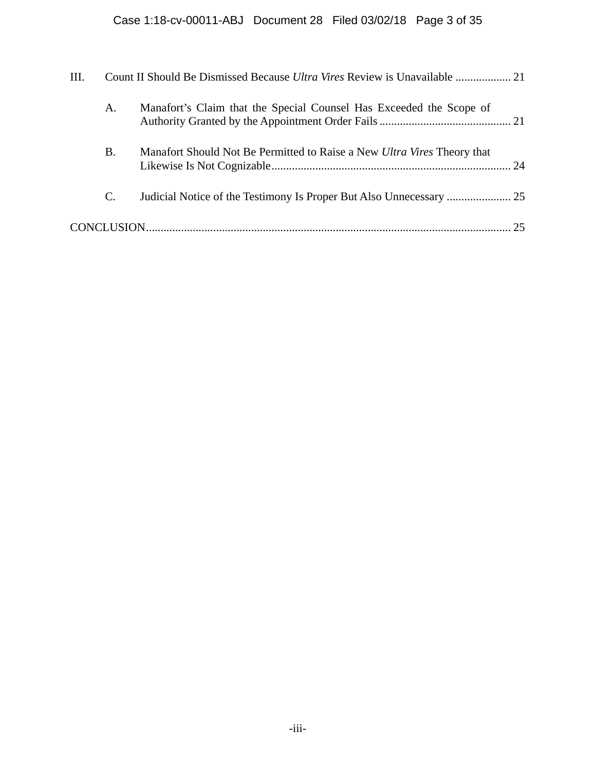III. Count II Should Be Dismissed Because *Ultra Vires* Review is Unavailable ................... 21

- A. Manafort's Claim that the Special Counsel Has Exceeded the Scope of Authority Granted by the Appointment Order Fails ............................................. 21
- B. Manafort Should Not Be Permitted to Raise a New *Ultra Vires* Theory that Likewise Is Not Cognizable ................................................................................. 24
- C. Judicial Notice of the Testimony Is Proper But Also Unnecessary ...................... 25

CONCLUSION ............................................................................................................................ 25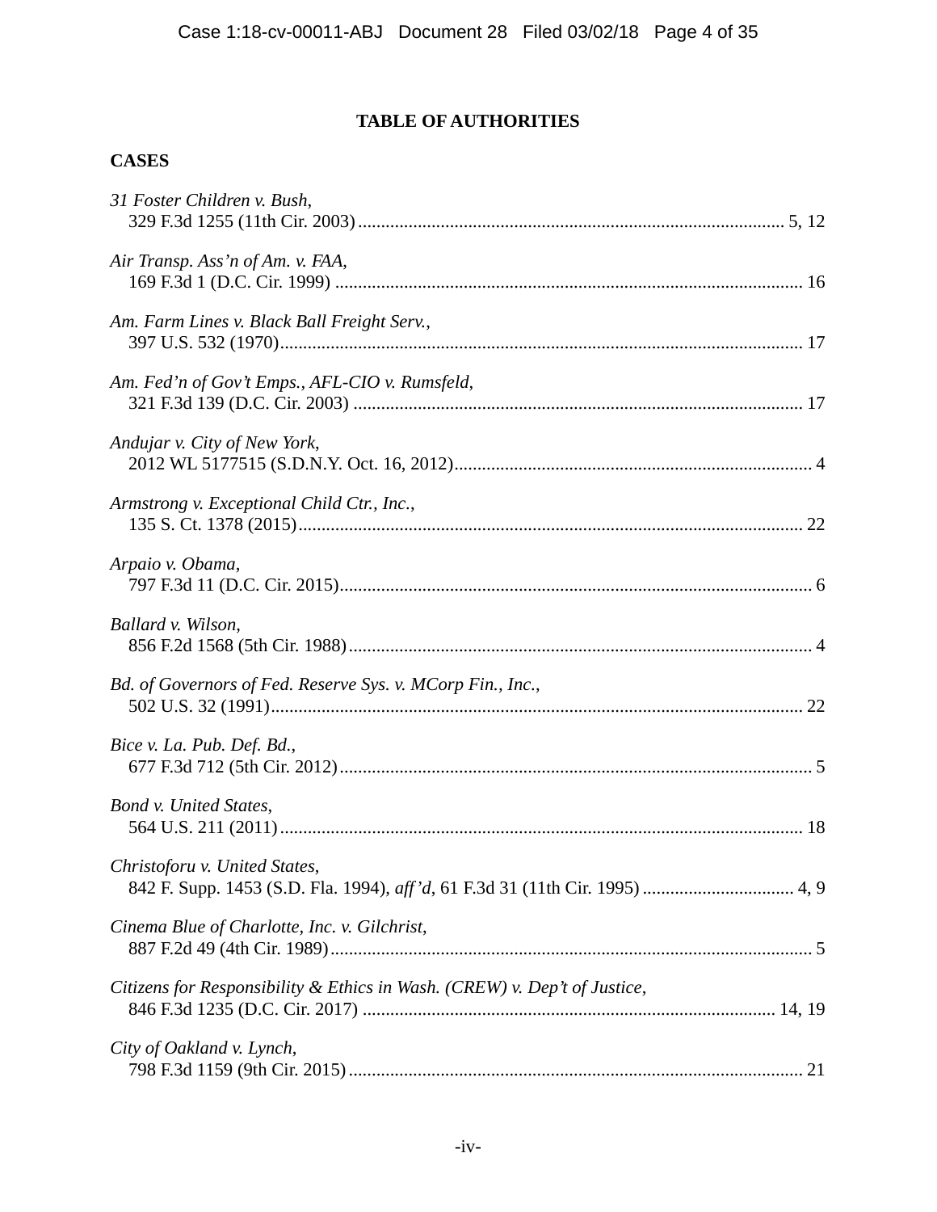## TABLE OF AUTHORITIES

### CASES

*31 Foster Children v. Bush*,
329 F.3d 1255 (11th Cir. 2003) ........................................................................................... 5, 12

*Air Transp. Ass'n of Am. v. FAA*,
169 F.3d 1 (D.C. Cir. 1999) ..................................................................................................... 16

*Am. Farm Lines v. Black Ball Freight Serv.*,
397 U.S. 532 (1970) ................................................................................................................. 17

*Am. Fed'n of Gov't Emps., AFL-CIO v. Rumsfeld*,
321 F.3d 139 (D.C. Cir. 2003) ................................................................................................. 17

*Andujar v. City of New York*,
2012 WL 5177515 (S.D.N.Y. Oct. 16, 2012) ............................................................................. 4

*Armstrong v. Exceptional Child Ctr., Inc.*,
135 S. Ct. 1378 (2015) ............................................................................................................. 22

*Arpaio v. Obama*,
797 F.3d 11 (D.C. Cir. 2015) ...................................................................................................... 6

*Ballard v. Wilson*,
856 F.2d 1568 (5th Cir. 1988) .................................................................................................... 4

*Bd. of Governors of Fed. Reserve Sys. v. MCorp Fin., Inc.*,
502 U.S. 32 (1991) ................................................................................................................... 22

*Bice v. La. Pub. Def. Bd.*,
677 F.3d 712 (5th Cir. 2012) ...................................................................................................... 5

*Bond v. United States*,
564 U.S. 211 (2011) ................................................................................................................. 18

*Christoforu v. United States*,
842 F. Supp. 1453 (S.D. Fla. 1994), *aff'd*, 61 F.3d 31 (11th Cir. 1995) ................................. 4, 9

*Cinema Blue of Charlotte, Inc. v. Gilchrist*,
887 F.2d 49 (4th Cir. 1989) ........................................................................................................ 5

*Citizens for Responsibility & Ethics in Wash. (CREW) v. Dep't of Justice*,
846 F.3d 1235 (D.C. Cir. 2017) .......................................................................................... 14, 19

*City of Oakland v. Lynch*,
798 F.3d 1159 (9th Cir. 2015) .................................................................................................. 21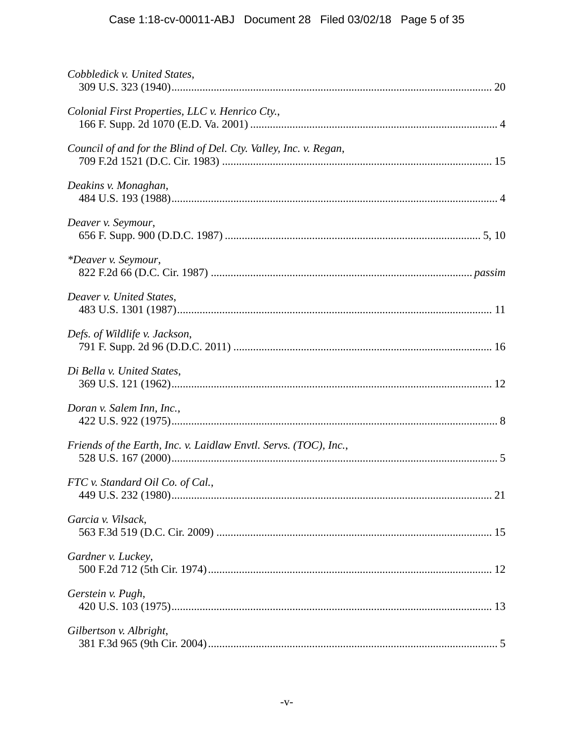*Cobbledick v. United States*,
309 U.S. 323 (1940)................................................................................................................ 20

*Colonial First Properties, LLC v. Henrico Cty.*,
166 F. Supp. 2d 1070 (E.D. Va. 2001) ...................................................................................... 4

*Council of and for the Blind of Del. Cty. Valley, Inc. v. Regan*,
709 F.2d 1521 (D.C. Cir. 1983) .............................................................................................. 15

*Deakins v. Monaghan*,
484 U.S. 193 (1988).................................................................................................................. 4

*Deaver v. Seymour*,
656 F. Supp. 900 (D.D.C. 1987) ......................................................................................... 5, 10

**Deaver v. Seymour*,
822 F.2d 66 (D.C. Cir. 1987) ........................................................................................... *passim*

*Deaver v. United States*,
483 U.S. 1301 (1987)............................................................................................................... 11

*Defs. of Wildlife v. Jackson*,
791 F. Supp. 2d 96 (D.D.C. 2011) .......................................................................................... 16

*Di Bella v. United States*,
369 U.S. 121 (1962)................................................................................................................ 12

*Doran v. Salem Inn, Inc.*,
422 U.S. 922 (1975).................................................................................................................. 8

*Friends of the Earth, Inc. v. Laidlaw Envtl. Servs. (TOC), Inc.*,
528 U.S. 167 (2000).................................................................................................................. 5

*FTC v. Standard Oil Co. of Cal.*,
449 U.S. 232 (1980)................................................................................................................ 21

*Garcia v. Vilsack*,
563 F.3d 519 (D.C. Cir. 2009) ................................................................................................ 15

*Gardner v. Luckey*,
500 F.2d 712 (5th Cir. 1974)................................................................................................... 12

*Gerstein v. Pugh*,
420 U.S. 103 (1975)................................................................................................................ 13

*Gilbertson v. Albright*,
381 F.3d 965 (9th Cir. 2004)..................................................................................................... 5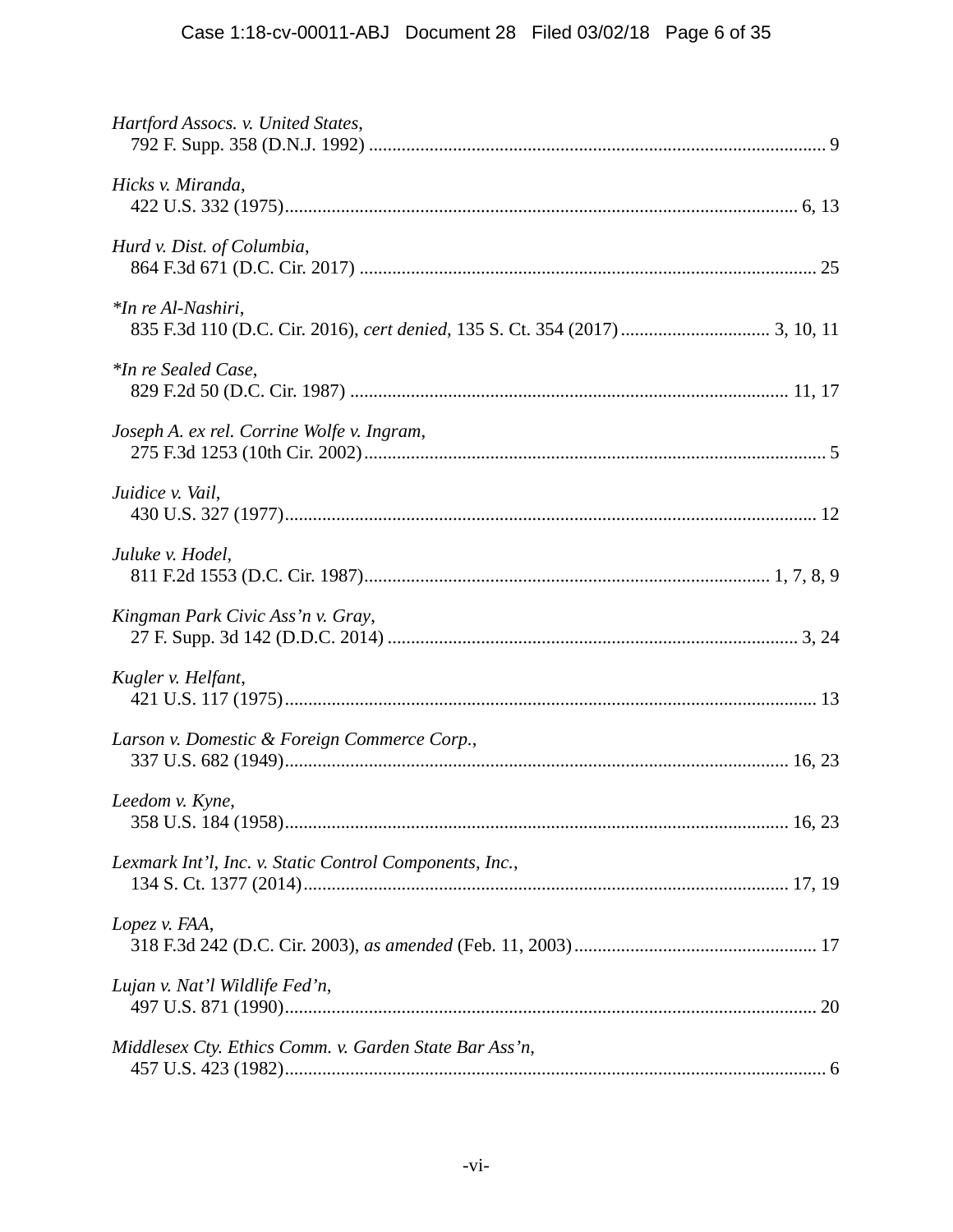*Hartford Assocs. v. United States*,
792 F. Supp. 358 (D.N.J. 1992) .................................................................................................. 9

*Hicks v. Miranda*,
422 U.S. 332 (1975)............................................................................................................. 6, 13

*Hurd v. Dist. of Columbia*,
864 F.3d 671 (D.C. Cir. 2017) ................................................................................................ 25

**In re Al-Nashiri*,
835 F.3d 110 (D.C. Cir. 2016), *cert denied*, 135 S. Ct. 354 (2017) ................................ 3, 10, 11

**In re Sealed Case*,
829 F.2d 50 (D.C. Cir. 1987) ............................................................................................ 11, 17

*Joseph A. ex rel. Corrine Wolfe v. Ingram*,
275 F.3d 1253 (10th Cir. 2002).................................................................................................. 5

*Juidice v. Vail*,
430 U.S. 327 (1977)................................................................................................................ 12

*Juluke v. Hodel*,
811 F.2d 1553 (D.C. Cir. 1987)..................................................................................... 1, 7, 8, 9

*Kingman Park Civic Ass'n v. Gray*,
27 F. Supp. 3d 142 (D.D.C. 2014) ....................................................................................... 3, 24

*Kugler v. Helfant*,
421 U.S. 117 (1975)................................................................................................................ 13

*Larson v. Domestic & Foreign Commerce Corp.*,
337 U.S. 682 (1949)........................................................................................................... 16, 23

*Leedom v. Kyne*,
358 U.S. 184 (1958)........................................................................................................... 16, 23

*Lexmark Int'l, Inc. v. Static Control Components, Inc.*,
134 S. Ct. 1377 (2014)...................................................................................................... 17, 19

*Lopez v. FAA*,
318 F.3d 242 (D.C. Cir. 2003), *as amended* (Feb. 11, 2003).................................................... 17

*Lujan v. Nat'l Wildlife Fed'n*,
497 U.S. 871 (1990)................................................................................................................. 20

*Middlesex Cty. Ethics Comm. v. Garden State Bar Ass'n*,
457 U.S. 423 (1982).................................................................................................................. 6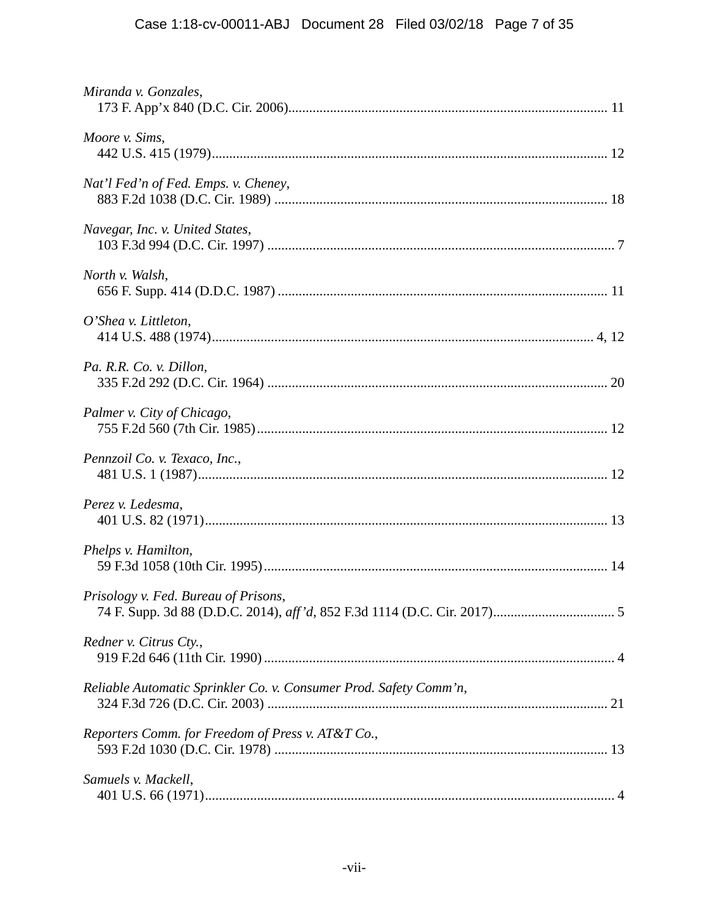*Miranda v. Gonzales*,
173 F. App'x 840 (D.C. Cir. 2006)........................................................................................... 11

*Moore v. Sims*,
442 U.S. 415 (1979)................................................................................................................. 12

*Nat'l Fed'n of Fed. Emps. v. Cheney*,
883 F.2d 1038 (D.C. Cir. 1989) ............................................................................................... 18

*Navegar, Inc. v. United States*,
103 F.3d 994 (D.C. Cir. 1997) ................................................................................................... 7

*North v. Walsh*,
656 F. Supp. 414 (D.D.C. 1987) .............................................................................................. 11

*O'Shea v. Littleton*,
414 U.S. 488 (1974)............................................................................................................. 4, 12

*Pa. R.R. Co. v. Dillon*,
335 F.2d 292 (D.C. Cir. 1964) ................................................................................................. 20

*Palmer v. City of Chicago*,
755 F.2d 560 (7th Cir. 1985)................................................................................................... 12

*Pennzoil Co. v. Texaco, Inc.*,
481 U.S. 1 (1987)..................................................................................................................... 12

*Perez v. Ledesma*,
401 U.S. 82 (1971)................................................................................................................... 13

*Phelps v. Hamilton*,
59 F.3d 1058 (10th Cir. 1995).................................................................................................. 14

*Prisology v. Fed. Bureau of Prisons*,
74 F. Supp. 3d 88 (D.D.C. 2014), *aff'd*, 852 F.3d 1114 (D.C. Cir. 2017)................................... 5

*Redner v. Citrus Cty.*,
919 F.2d 646 (11th Cir. 1990).................................................................................................... 4

*Reliable Automatic Sprinkler Co. v. Consumer Prod. Safety Comm'n*,
324 F.3d 726 (D.C. Cir. 2003) ................................................................................................. 21

*Reporters Comm. for Freedom of Press v. AT&T Co.*,
593 F.2d 1030 (D.C. Cir. 1978) ............................................................................................... 13

*Samuels v. Mackell*,
401 U.S. 66 (1971)..................................................................................................................... 4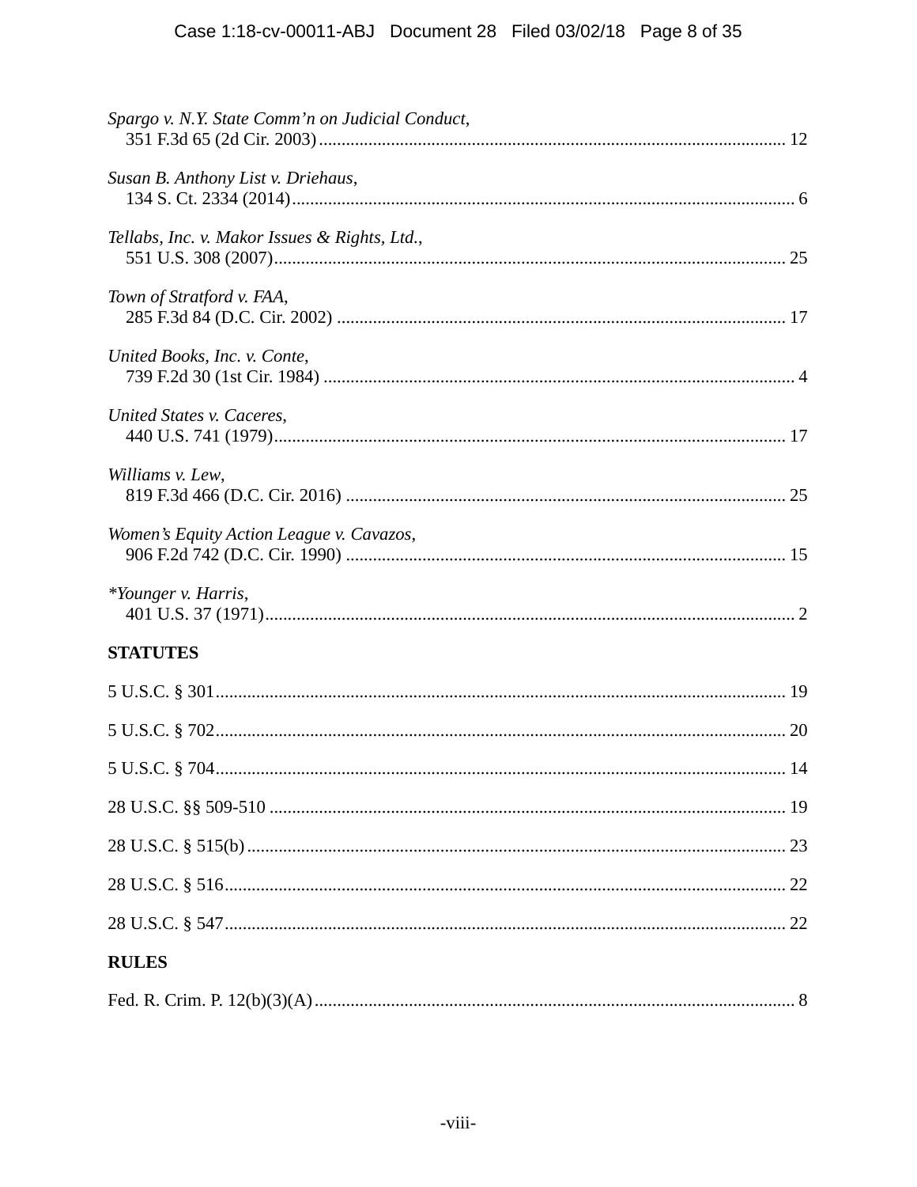*Spargo v. N.Y. State Comm'n on Judicial Conduct*,
351 F.3d 65 (2d Cir. 2003) ........................................................................................................ 12

*Susan B. Anthony List v. Driehaus*,
134 S. Ct. 2334 (2014) .............................................................................................................. 6

*Tellabs, Inc. v. Makor Issues & Rights, Ltd.*,
551 U.S. 308 (2007) .................................................................................................................. 25

*Town of Stratford v. FAA*,
285 F.3d 84 (D.C. Cir. 2002) .................................................................................................... 17

*United Books, Inc. v. Conte*,
739 F.2d 30 (1st Cir. 1984) ........................................................................................................ 4

*United States v. Caceres*,
440 U.S. 741 (1979) .................................................................................................................. 17

*Williams v. Lew*,
819 F.3d 466 (D.C. Cir. 2016) .................................................................................................. 25

*Women's Equity Action League v. Cavazos*,
906 F.2d 742 (D.C. Cir. 1990) .................................................................................................. 15

*\*Younger v. Harris*,
401 U.S. 37 (1971) ...................................................................................................................... 2

**STATUTES**

5 U.S.C. § 301 ............................................................................................................................ 19

5 U.S.C. § 702 ............................................................................................................................ 20

5 U.S.C. § 704 ............................................................................................................................ 14

28 U.S.C. §§ 509-510 ................................................................................................................. 19

28 U.S.C. § 515(b) ...................................................................................................................... 23

28 U.S.C. § 516 .......................................................................................................................... 22

28 U.S.C. § 547 .......................................................................................................................... 22

**RULES**

Fed. R. Crim. P. 12(b)(3)(A) ........................................................................................................ 8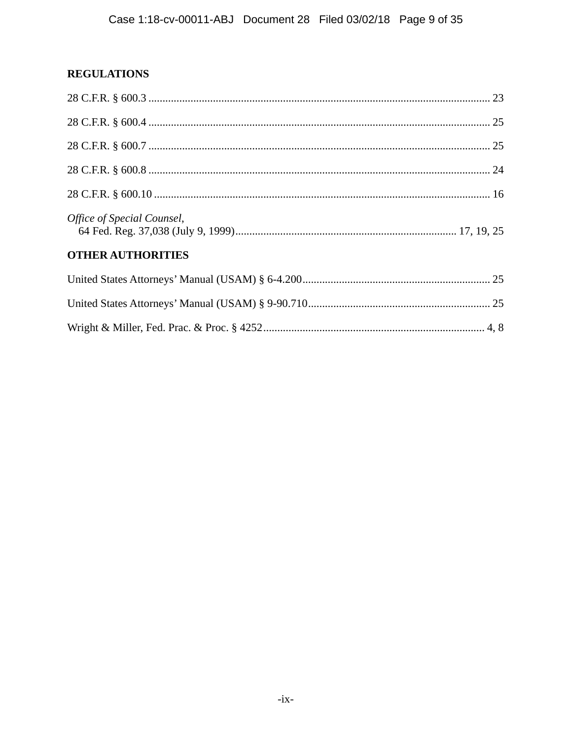## REGULATIONS

28 C.F.R. § 600.3 .......................................................................................................................... 23

28 C.F.R. § 600.4 .......................................................................................................................... 25

28 C.F.R. § 600.7 .......................................................................................................................... 25

28 C.F.R. § 600.8 .......................................................................................................................... 24

28 C.F.R. § 600.10 ........................................................................................................................ 16

*Office of Special Counsel*,
64 Fed. Reg. 37,038 (July 9, 1999)............................................................................... 17, 19, 25

## OTHER AUTHORITIES

United States Attorneys' Manual (USAM) § 6-4.200 ................................................................... 25

United States Attorneys' Manual (USAM) § 9-90.710 ................................................................. 25

Wright & Miller, Fed. Prac. & Proc. § 4252 ............................................................................... 4, 8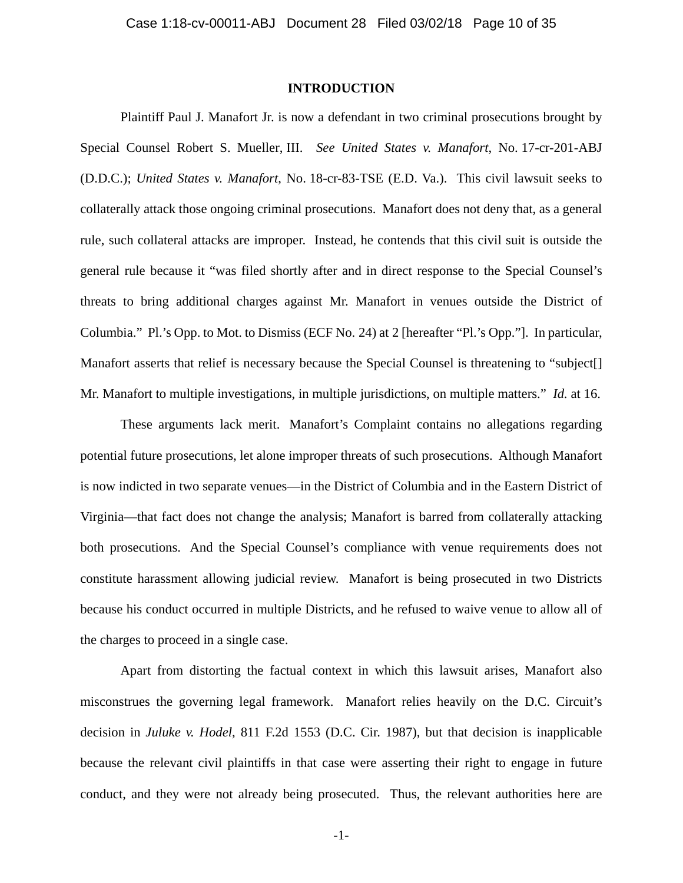## INTRODUCTION

Plaintiff Paul J. Manafort Jr. is now a defendant in two criminal prosecutions brought by Special Counsel Robert S. Mueller, III. *See United States v. Manafort*, No. 17-cr-201-ABJ (D.D.C.); *United States v. Manafort*, No. 18-cr-83-TSE (E.D. Va.). This civil lawsuit seeks to collaterally attack those ongoing criminal prosecutions. Manafort does not deny that, as a general rule, such collateral attacks are improper. Instead, he contends that this civil suit is outside the general rule because it "was filed shortly after and in direct response to the Special Counsel's threats to bring additional charges against Mr. Manafort in venues outside the District of Columbia." Pl.'s Opp. to Mot. to Dismiss (ECF No. 24) at 2 [hereafter "Pl.'s Opp."]. In particular, Manafort asserts that relief is necessary because the Special Counsel is threatening to "subject[] Mr. Manafort to multiple investigations, in multiple jurisdictions, on multiple matters." *Id.* at 16.

These arguments lack merit. Manafort's Complaint contains no allegations regarding potential future prosecutions, let alone improper threats of such prosecutions. Although Manafort is now indicted in two separate venues—in the District of Columbia and in the Eastern District of Virginia—that fact does not change the analysis; Manafort is barred from collaterally attacking both prosecutions. And the Special Counsel's compliance with venue requirements does not constitute harassment allowing judicial review. Manafort is being prosecuted in two Districts because his conduct occurred in multiple Districts, and he refused to waive venue to allow all of the charges to proceed in a single case.

Apart from distorting the factual context in which this lawsuit arises, Manafort also misconstrues the governing legal framework. Manafort relies heavily on the D.C. Circuit's decision in *Juluke v. Hodel*, 811 F.2d 1553 (D.C. Cir. 1987), but that decision is inapplicable because the relevant civil plaintiffs in that case were asserting their right to engage in future conduct, and they were not already being prosecuted. Thus, the relevant authorities here are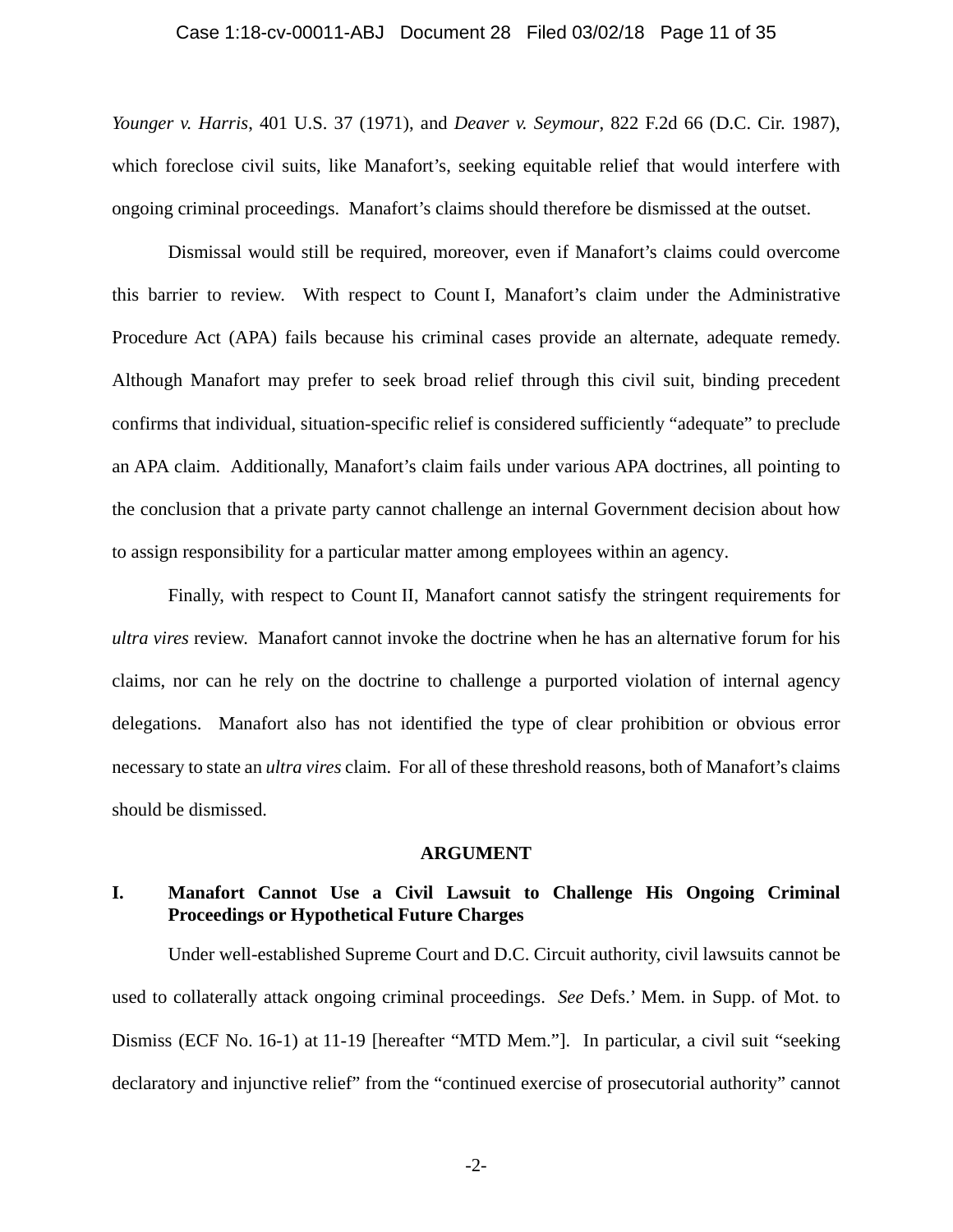*Younger v. Harris*, 401 U.S. 37 (1971), and *Deaver v. Seymour*, 822 F.2d 66 (D.C. Cir. 1987), which foreclose civil suits, like Manafort's, seeking equitable relief that would interfere with ongoing criminal proceedings. Manafort's claims should therefore be dismissed at the outset.

Dismissal would still be required, moreover, even if Manafort's claims could overcome this barrier to review. With respect to Count I, Manafort's claim under the Administrative Procedure Act (APA) fails because his criminal cases provide an alternate, adequate remedy. Although Manafort may prefer to seek broad relief through this civil suit, binding precedent confirms that individual, situation-specific relief is considered sufficiently "adequate" to preclude an APA claim. Additionally, Manafort's claim fails under various APA doctrines, all pointing to the conclusion that a private party cannot challenge an internal Government decision about how to assign responsibility for a particular matter among employees within an agency.

Finally, with respect to Count II, Manafort cannot satisfy the stringent requirements for *ultra vires* review. Manafort cannot invoke the doctrine when he has an alternative forum for his claims, nor can he rely on the doctrine to challenge a purported violation of internal agency delegations. Manafort also has not identified the type of clear prohibition or obvious error necessary to state an *ultra vires* claim. For all of these threshold reasons, both of Manafort's claims should be dismissed.

## ARGUMENT

### I. Manafort Cannot Use a Civil Lawsuit to Challenge His Ongoing Criminal Proceedings or Hypothetical Future Charges

Under well-established Supreme Court and D.C. Circuit authority, civil lawsuits cannot be used to collaterally attack ongoing criminal proceedings. *See* Defs.' Mem. in Supp. of Mot. to Dismiss (ECF No. 16-1) at 11-19 [hereafter "MTD Mem."]. In particular, a civil suit "seeking declaratory and injunctive relief" from the "continued exercise of prosecutorial authority" cannot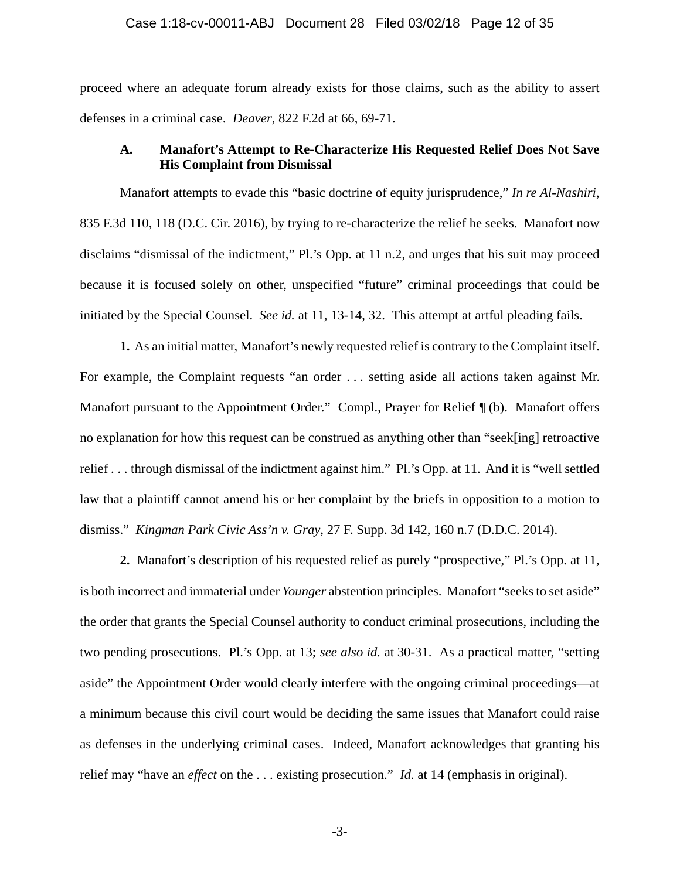proceed where an adequate forum already exists for those claims, such as the ability to assert defenses in a criminal case. *Deaver*, 822 F.2d at 66, 69-71.

### A. Manafort's Attempt to Re-Characterize His Requested Relief Does Not Save His Complaint from Dismissal

Manafort attempts to evade this "basic doctrine of equity jurisprudence," *In re Al-Nashiri*, 835 F.3d 110, 118 (D.C. Cir. 2016), by trying to re-characterize the relief he seeks. Manafort now disclaims "dismissal of the indictment," Pl.'s Opp. at 11 n.2, and urges that his suit may proceed because it is focused solely on other, unspecified "future" criminal proceedings that could be initiated by the Special Counsel. *See id.* at 11, 13-14, 32. This attempt at artful pleading fails.

**1.** As an initial matter, Manafort's newly requested relief is contrary to the Complaint itself. For example, the Complaint requests "an order . . . setting aside all actions taken against Mr. Manafort pursuant to the Appointment Order." Compl., Prayer for Relief ¶ (b). Manafort offers no explanation for how this request can be construed as anything other than "seek[ing] retroactive relief . . . through dismissal of the indictment against him." Pl.'s Opp. at 11. And it is "well settled law that a plaintiff cannot amend his or her complaint by the briefs in opposition to a motion to dismiss." *Kingman Park Civic Ass'n v. Gray*, 27 F. Supp. 3d 142, 160 n.7 (D.D.C. 2014).

**2.** Manafort's description of his requested relief as purely "prospective," Pl.'s Opp. at 11, is both incorrect and immaterial under *Younger* abstention principles. Manafort "seeks to set aside" the order that grants the Special Counsel authority to conduct criminal prosecutions, including the two pending prosecutions. Pl.'s Opp. at 13; *see also id.* at 30-31. As a practical matter, "setting aside" the Appointment Order would clearly interfere with the ongoing criminal proceedings—at a minimum because this civil court would be deciding the same issues that Manafort could raise as defenses in the underlying criminal cases. Indeed, Manafort acknowledges that granting his relief may "have an *effect* on the . . . existing prosecution." *Id.* at 14 (emphasis in original).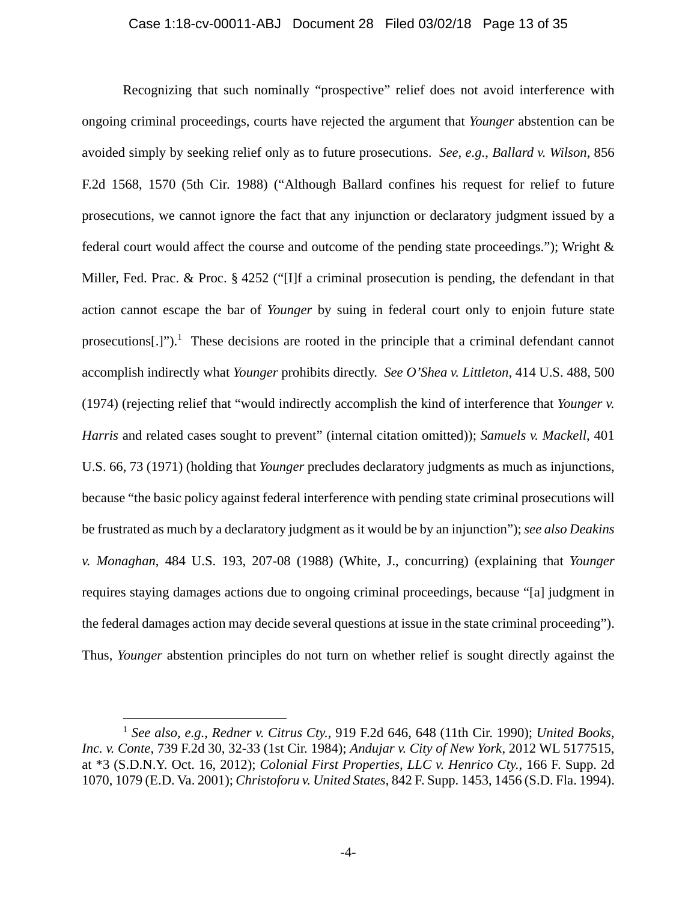Recognizing that such nominally "prospective" relief does not avoid interference with ongoing criminal proceedings, courts have rejected the argument that *Younger* abstention can be avoided simply by seeking relief only as to future prosecutions. *See, e.g.*, *Ballard v. Wilson*, 856 F.2d 1568, 1570 (5th Cir. 1988) ("Although Ballard confines his request for relief to future prosecutions, we cannot ignore the fact that any injunction or declaratory judgment issued by a federal court would affect the course and outcome of the pending state proceedings."); Wright & Miller, Fed. Prac. & Proc. § 4252 ("[I]f a criminal prosecution is pending, the defendant in that action cannot escape the bar of *Younger* by suing in federal court only to enjoin future state prosecutions[.]").[1] These decisions are rooted in the principle that a criminal defendant cannot accomplish indirectly what *Younger* prohibits directly. *See O'Shea v. Littleton*, 414 U.S. 488, 500 (1974) (rejecting relief that "would indirectly accomplish the kind of interference that *Younger v. Harris* and related cases sought to prevent" (internal citation omitted)); *Samuels v. Mackell*, 401 U.S. 66, 73 (1971) (holding that *Younger* precludes declaratory judgments as much as injunctions, because "the basic policy against federal interference with pending state criminal prosecutions will be frustrated as much by a declaratory judgment as it would be by an injunction"); *see also Deakins v. Monaghan*, 484 U.S. 193, 207-08 (1988) (White, J., concurring) (explaining that *Younger* requires staying damages actions due to ongoing criminal proceedings, because "[a] judgment in the federal damages action may decide several questions at issue in the state criminal proceeding"). Thus, *Younger* abstention principles do not turn on whether relief is sought directly against the

---

[1] *See also, e.g.*, *Redner v. Citrus Cty.*, 919 F.2d 646, 648 (11th Cir. 1990); *United Books, Inc. v. Conte*, 739 F.2d 30, 32-33 (1st Cir. 1984); *Andujar v. City of New York*, 2012 WL 5177515, at *3 (S.D.N.Y. Oct. 16, 2012); *Colonial First Properties, LLC v. Henrico Cty.*, 166 F. Supp. 2d 1070, 1079 (E.D. Va. 2001); *Christoforu v. United States*, 842 F. Supp. 1453, 1456 (S.D. Fla. 1994).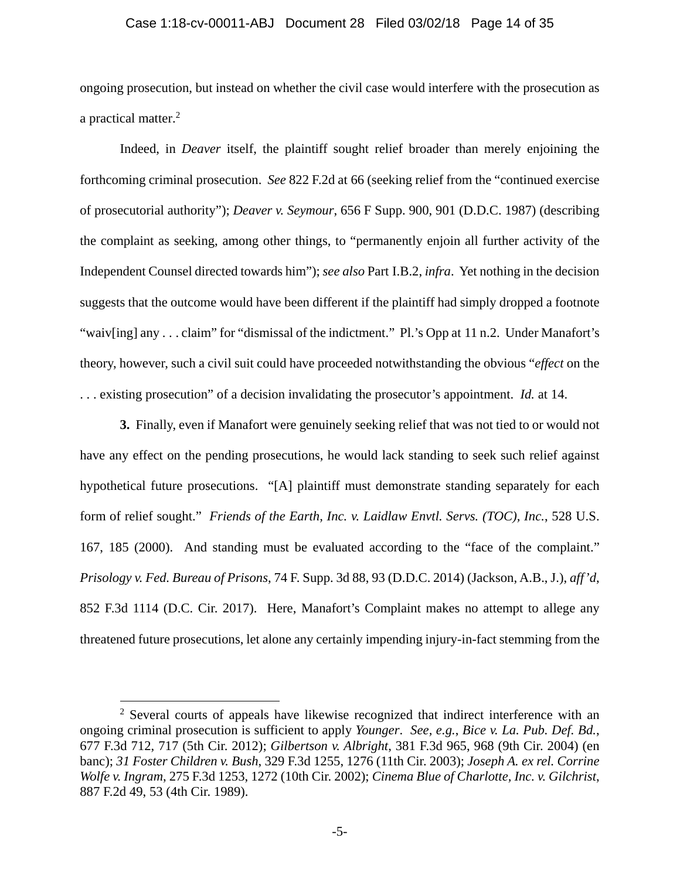ongoing prosecution, but instead on whether the civil case would interfere with the prosecution as a practical matter.[2]

Indeed, in *Deaver* itself, the plaintiff sought relief broader than merely enjoining the forthcoming criminal prosecution. *See* 822 F.2d at 66 (seeking relief from the "continued exercise of prosecutorial authority"); *Deaver v. Seymour*, 656 F Supp. 900, 901 (D.D.C. 1987) (describing the complaint as seeking, among other things, to "permanently enjoin all further activity of the Independent Counsel directed towards him"); *see also* Part I.B.2, *infra*. Yet nothing in the decision suggests that the outcome would have been different if the plaintiff had simply dropped a footnote "waiv[ing] any . . . claim" for "dismissal of the indictment." Pl.'s Opp at 11 n.2. Under Manafort's theory, however, such a civil suit could have proceeded notwithstanding the obvious "*effect* on the . . . existing prosecution" of a decision invalidating the prosecutor's appointment. *Id.* at 14.

**3.** Finally, even if Manafort were genuinely seeking relief that was not tied to or would not have any effect on the pending prosecutions, he would lack standing to seek such relief against hypothetical future prosecutions. "[A] plaintiff must demonstrate standing separately for each form of relief sought." *Friends of the Earth, Inc. v. Laidlaw Envtl. Servs. (TOC), Inc.*, 528 U.S. 167, 185 (2000). And standing must be evaluated according to the "face of the complaint." *Prisology v. Fed. Bureau of Prisons*, 74 F. Supp. 3d 88, 93 (D.D.C. 2014) (Jackson, A.B., J.), *aff'd*, 852 F.3d 1114 (D.C. Cir. 2017). Here, Manafort's Complaint makes no attempt to allege any threatened future prosecutions, let alone any certainly impending injury-in-fact stemming from the

[2] Several courts of appeals have likewise recognized that indirect interference with an ongoing criminal prosecution is sufficient to apply *Younger*. *See, e.g.*, *Bice v. La. Pub. Def. Bd.*, 677 F.3d 712, 717 (5th Cir. 2012); *Gilbertson v. Albright*, 381 F.3d 965, 968 (9th Cir. 2004) (en banc); *31 Foster Children v. Bush*, 329 F.3d 1255, 1276 (11th Cir. 2003); *Joseph A. ex rel. Corrine Wolfe v. Ingram*, 275 F.3d 1253, 1272 (10th Cir. 2002); *Cinema Blue of Charlotte, Inc. v. Gilchrist*, 887 F.2d 49, 53 (4th Cir. 1989).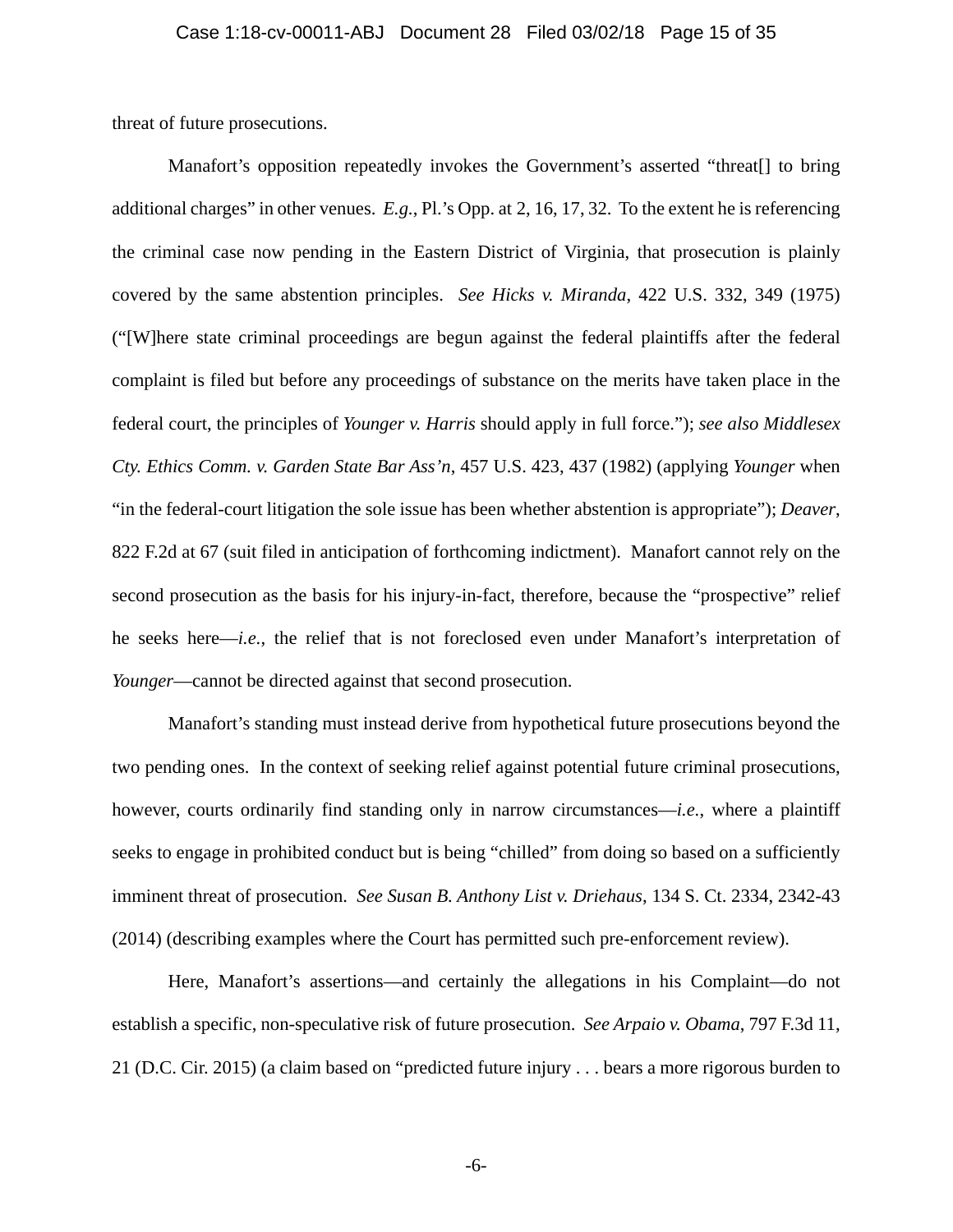threat of future prosecutions.

Manafort's opposition repeatedly invokes the Government's asserted "threat[] to bring additional charges" in other venues. *E.g.*, Pl.'s Opp. at 2, 16, 17, 32. To the extent he is referencing the criminal case now pending in the Eastern District of Virginia, that prosecution is plainly covered by the same abstention principles. *See Hicks v. Miranda*, 422 U.S. 332, 349 (1975) ("[W]here state criminal proceedings are begun against the federal plaintiffs after the federal complaint is filed but before any proceedings of substance on the merits have taken place in the federal court, the principles of *Younger v. Harris* should apply in full force."); *see also Middlesex Cty. Ethics Comm. v. Garden State Bar Ass'n*, 457 U.S. 423, 437 (1982) (applying *Younger* when "in the federal-court litigation the sole issue has been whether abstention is appropriate"); *Deaver*, 822 F.2d at 67 (suit filed in anticipation of forthcoming indictment). Manafort cannot rely on the second prosecution as the basis for his injury-in-fact, therefore, because the "prospective" relief he seeks here—*i.e.*, the relief that is not foreclosed even under Manafort's interpretation of *Younger*—cannot be directed against that second prosecution.

Manafort's standing must instead derive from hypothetical future prosecutions beyond the two pending ones. In the context of seeking relief against potential future criminal prosecutions, however, courts ordinarily find standing only in narrow circumstances—*i.e.*, where a plaintiff seeks to engage in prohibited conduct but is being "chilled" from doing so based on a sufficiently imminent threat of prosecution. *See Susan B. Anthony List v. Driehaus*, 134 S. Ct. 2334, 2342-43 (2014) (describing examples where the Court has permitted such pre-enforcement review).

Here, Manafort's assertions—and certainly the allegations in his Complaint—do not establish a specific, non-speculative risk of future prosecution. *See Arpaio v. Obama*, 797 F.3d 11, 21 (D.C. Cir. 2015) (a claim based on "predicted future injury . . . bears a more rigorous burden to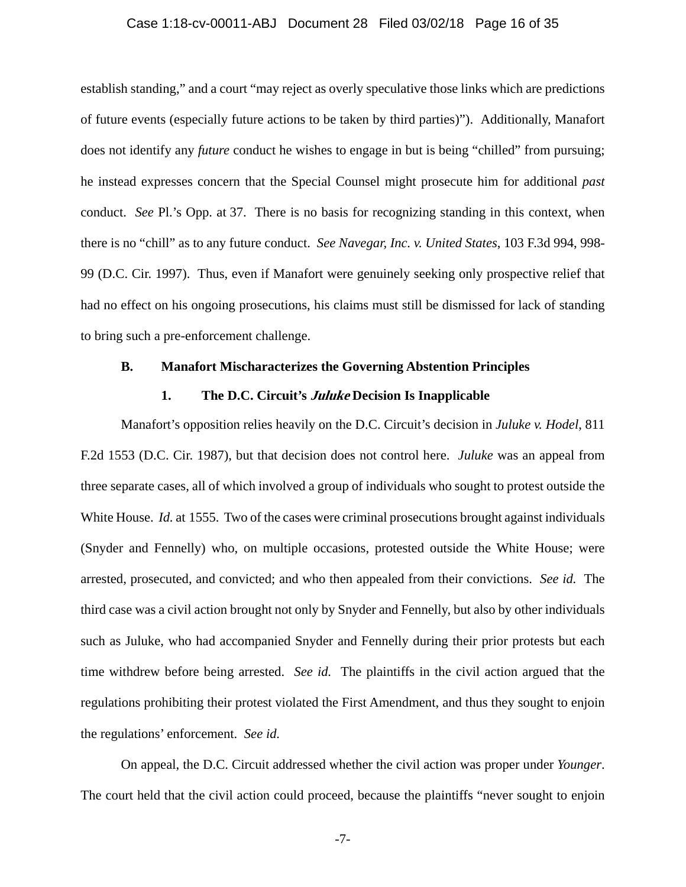establish standing," and a court "may reject as overly speculative those links which are predictions of future events (especially future actions to be taken by third parties)"). Additionally, Manafort does not identify any *future* conduct he wishes to engage in but is being "chilled" from pursuing; he instead expresses concern that the Special Counsel might prosecute him for additional *past* conduct. *See* Pl.'s Opp. at 37. There is no basis for recognizing standing in this context, when there is no "chill" as to any future conduct. *See Navegar, Inc. v. United States*, 103 F.3d 994, 998-99 (D.C. Cir. 1997). Thus, even if Manafort were genuinely seeking only prospective relief that had no effect on his ongoing prosecutions, his claims must still be dismissed for lack of standing to bring such a pre-enforcement challenge.

### B. Manafort Mischaracterizes the Governing Abstention Principles

#### 1. The D.C. Circuit's *Juluke* Decision Is Inapplicable

Manafort's opposition relies heavily on the D.C. Circuit's decision in *Juluke v. Hodel*, 811 F.2d 1553 (D.C. Cir. 1987), but that decision does not control here. *Juluke* was an appeal from three separate cases, all of which involved a group of individuals who sought to protest outside the White House. *Id.* at 1555. Two of the cases were criminal prosecutions brought against individuals (Snyder and Fennelly) who, on multiple occasions, protested outside the White House; were arrested, prosecuted, and convicted; and who then appealed from their convictions. *See id.* The third case was a civil action brought not only by Snyder and Fennelly, but also by other individuals such as Juluke, who had accompanied Snyder and Fennelly during their prior protests but each time withdrew before being arrested. *See id.* The plaintiffs in the civil action argued that the regulations prohibiting their protest violated the First Amendment, and thus they sought to enjoin the regulations' enforcement. *See id.*

On appeal, the D.C. Circuit addressed whether the civil action was proper under *Younger*. The court held that the civil action could proceed, because the plaintiffs "never sought to enjoin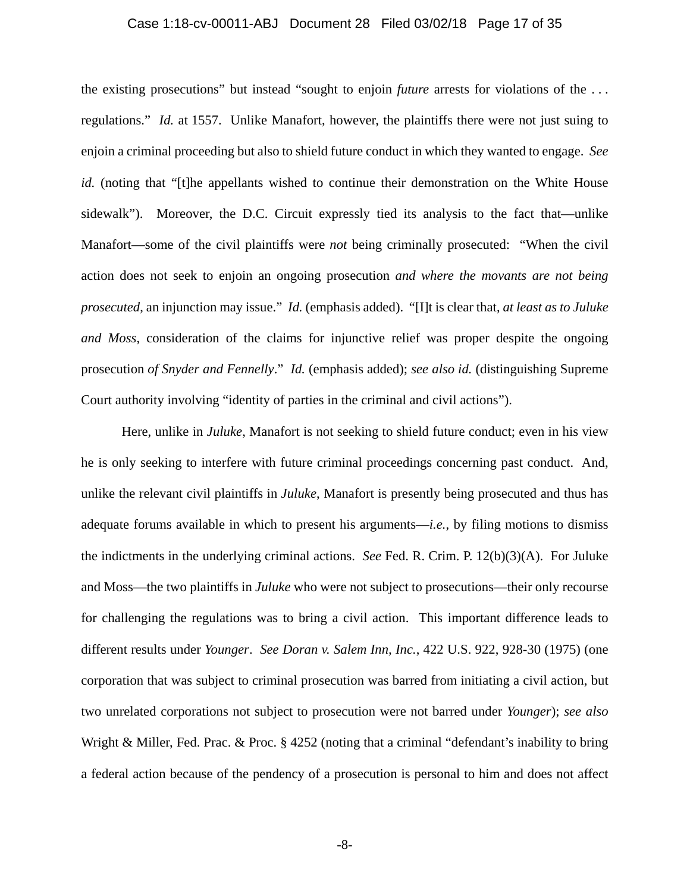the existing prosecutions" but instead "sought to enjoin *future* arrests for violations of the . . . regulations." *Id.* at 1557. Unlike Manafort, however, the plaintiffs there were not just suing to enjoin a criminal proceeding but also to shield future conduct in which they wanted to engage. *See id.* (noting that "[t]he appellants wished to continue their demonstration on the White House sidewalk"). Moreover, the D.C. Circuit expressly tied its analysis to the fact that—unlike Manafort—some of the civil plaintiffs were *not* being criminally prosecuted: "When the civil action does not seek to enjoin an ongoing prosecution *and where the movants are not being prosecuted*, an injunction may issue." *Id.* (emphasis added). "[I]t is clear that, *at least as to Juluke and Moss*, consideration of the claims for injunctive relief was proper despite the ongoing prosecution *of Snyder and Fennelly*." *Id.* (emphasis added); *see also id.* (distinguishing Supreme Court authority involving "identity of parties in the criminal and civil actions").

Here, unlike in *Juluke*, Manafort is not seeking to shield future conduct; even in his view he is only seeking to interfere with future criminal proceedings concerning past conduct. And, unlike the relevant civil plaintiffs in *Juluke*, Manafort is presently being prosecuted and thus has adequate forums available in which to present his arguments—*i.e.*, by filing motions to dismiss the indictments in the underlying criminal actions. *See* Fed. R. Crim. P. 12(b)(3)(A). For Juluke and Moss—the two plaintiffs in *Juluke* who were not subject to prosecutions—their only recourse for challenging the regulations was to bring a civil action. This important difference leads to different results under *Younger*. *See Doran v. Salem Inn, Inc.*, 422 U.S. 922, 928-30 (1975) (one corporation that was subject to criminal prosecution was barred from initiating a civil action, but two unrelated corporations not subject to prosecution were not barred under *Younger*); *see also* Wright & Miller, Fed. Prac. & Proc. § 4252 (noting that a criminal "defendant's inability to bring a federal action because of the pendency of a prosecution is personal to him and does not affect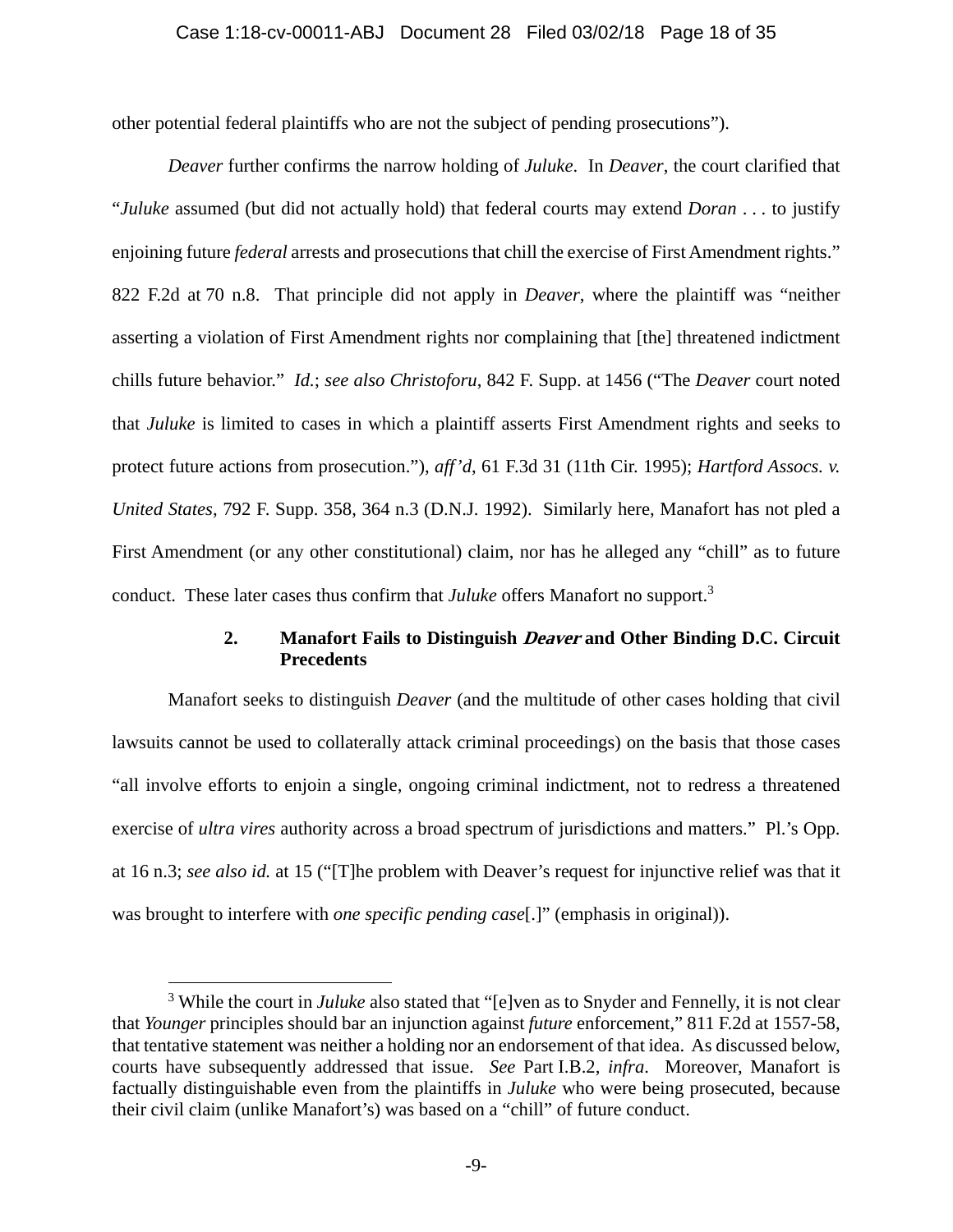other potential federal plaintiffs who are not the subject of pending prosecutions").

*Deaver* further confirms the narrow holding of *Juluke*. In *Deaver*, the court clarified that "*Juluke* assumed (but did not actually hold) that federal courts may extend *Doran* . . . to justify enjoining future *federal* arrests and prosecutions that chill the exercise of First Amendment rights." 822 F.2d at 70 n.8. That principle did not apply in *Deaver*, where the plaintiff was "neither asserting a violation of First Amendment rights nor complaining that [the] threatened indictment chills future behavior." *Id.*; *see also Christoforu*, 842 F. Supp. at 1456 ("The *Deaver* court noted that *Juluke* is limited to cases in which a plaintiff asserts First Amendment rights and seeks to protect future actions from prosecution."), *aff'd*, 61 F.3d 31 (11th Cir. 1995); *Hartford Assocs. v. United States*, 792 F. Supp. 358, 364 n.3 (D.N.J. 1992). Similarly here, Manafort has not pled a First Amendment (or any other constitutional) claim, nor has he alleged any "chill" as to future conduct. These later cases thus confirm that *Juluke* offers Manafort no support.[3]

**2. Manafort Fails to Distinguish *Deaver* and Other Binding D.C. Circuit Precedents**

Manafort seeks to distinguish *Deaver* (and the multitude of other cases holding that civil lawsuits cannot be used to collaterally attack criminal proceedings) on the basis that those cases "all involve efforts to enjoin a single, ongoing criminal indictment, not to redress a threatened exercise of *ultra vires* authority across a broad spectrum of jurisdictions and matters." Pl.'s Opp. at 16 n.3; *see also id.* at 15 ("[T]he problem with Deaver's request for injunctive relief was that it was brought to interfere with *one specific pending case*[.]" (emphasis in original)).

---

[3] While the court in *Juluke* also stated that "[e]ven as to Snyder and Fennelly, it is not clear that *Younger* principles should bar an injunction against *future* enforcement," 811 F.2d at 1557-58, that tentative statement was neither a holding nor an endorsement of that idea. As discussed below, courts have subsequently addressed that issue. *See* Part I.B.2, *infra*. Moreover, Manafort is factually distinguishable even from the plaintiffs in *Juluke* who were being prosecuted, because their civil claim (unlike Manafort's) was based on a "chill" of future conduct.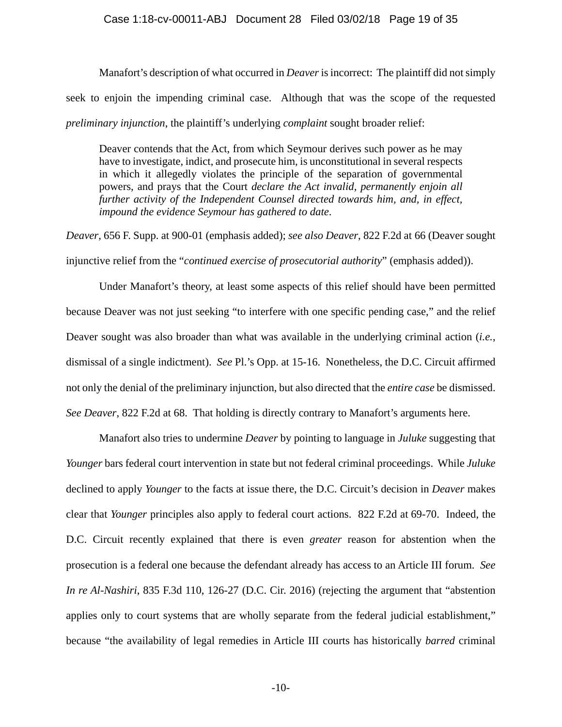Manafort's description of what occurred in *Deaver* is incorrect: The plaintiff did not simply seek to enjoin the impending criminal case. Although that was the scope of the requested *preliminary injunction*, the plaintiff's underlying *complaint* sought broader relief:

> Deaver contends that the Act, from which Seymour derives such power as he may have to investigate, indict, and prosecute him, is unconstitutional in several respects in which it allegedly violates the principle of the separation of governmental powers, and prays that the Court *declare the Act invalid, permanently enjoin all further activity of the Independent Counsel directed towards him, and, in effect, impound the evidence Seymour has gathered to date*.

*Deaver*, 656 F. Supp. at 900-01 (emphasis added); *see also Deaver*, 822 F.2d at 66 (Deaver sought injunctive relief from the "*continued exercise of prosecutorial authority*" (emphasis added)).

Under Manafort's theory, at least some aspects of this relief should have been permitted because Deaver was not just seeking "to interfere with one specific pending case," and the relief Deaver sought was also broader than what was available in the underlying criminal action (*i.e.*, dismissal of a single indictment). *See* Pl.'s Opp. at 15-16. Nonetheless, the D.C. Circuit affirmed not only the denial of the preliminary injunction, but also directed that the *entire case* be dismissed. *See Deaver*, 822 F.2d at 68. That holding is directly contrary to Manafort's arguments here.

Manafort also tries to undermine *Deaver* by pointing to language in *Juluke* suggesting that *Younger* bars federal court intervention in state but not federal criminal proceedings. While *Juluke* declined to apply *Younger* to the facts at issue there, the D.C. Circuit's decision in *Deaver* makes clear that *Younger* principles also apply to federal court actions. 822 F.2d at 69-70. Indeed, the D.C. Circuit recently explained that there is even *greater* reason for abstention when the prosecution is a federal one because the defendant already has access to an Article III forum. *See In re Al-Nashiri*, 835 F.3d 110, 126-27 (D.C. Cir. 2016) (rejecting the argument that "abstention applies only to court systems that are wholly separate from the federal judicial establishment," because "the availability of legal remedies in Article III courts has historically *barred* criminal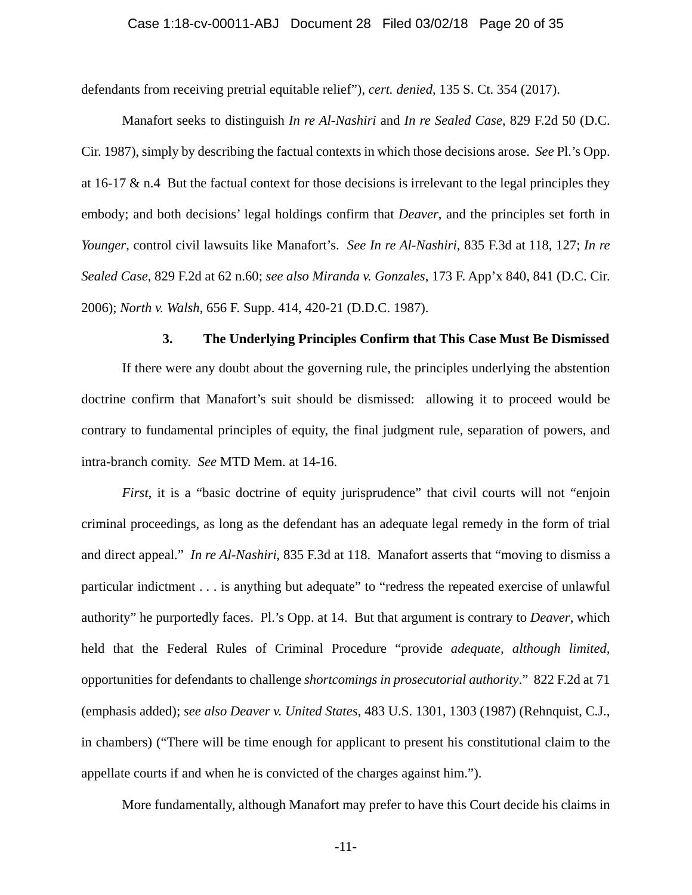defendants from receiving pretrial equitable relief"), *cert. denied*, 135 S. Ct. 354 (2017).

Manafort seeks to distinguish *In re Al-Nashiri* and *In re Sealed Case*, 829 F.2d 50 (D.C. Cir. 1987), simply by describing the factual contexts in which those decisions arose. *See* Pl.'s Opp. at 16-17 & n.4 But the factual context for those decisions is irrelevant to the legal principles they embody; and both decisions' legal holdings confirm that *Deaver*, and the principles set forth in *Younger*, control civil lawsuits like Manafort's. *See In re Al-Nashiri*, 835 F.3d at 118, 127; *In re Sealed Case*, 829 F.2d at 62 n.60; *see also Miranda v. Gonzales*, 173 F. App'x 840, 841 (D.C. Cir. 2006); *North v. Walsh*, 656 F. Supp. 414, 420-21 (D.D.C. 1987).

### 3. The Underlying Principles Confirm that This Case Must Be Dismissed

If there were any doubt about the governing rule, the principles underlying the abstention doctrine confirm that Manafort's suit should be dismissed: allowing it to proceed would be contrary to fundamental principles of equity, the final judgment rule, separation of powers, and intra-branch comity. *See* MTD Mem. at 14-16.

*First*, it is a "basic doctrine of equity jurisprudence" that civil courts will not "enjoin criminal proceedings, as long as the defendant has an adequate legal remedy in the form of trial and direct appeal." *In re Al-Nashiri*, 835 F.3d at 118. Manafort asserts that "moving to dismiss a particular indictment . . . is anything but adequate" to "redress the repeated exercise of unlawful authority" he purportedly faces. Pl.'s Opp. at 14. But that argument is contrary to *Deaver*, which held that the Federal Rules of Criminal Procedure "provide *adequate, although limited*, opportunities for defendants to challenge *shortcomings in prosecutorial authority*." 822 F.2d at 71 (emphasis added); *see also Deaver v. United States*, 483 U.S. 1301, 1303 (1987) (Rehnquist, C.J., in chambers) ("There will be time enough for applicant to present his constitutional claim to the appellate courts if and when he is convicted of the charges against him.").

More fundamentally, although Manafort may prefer to have this Court decide his claims in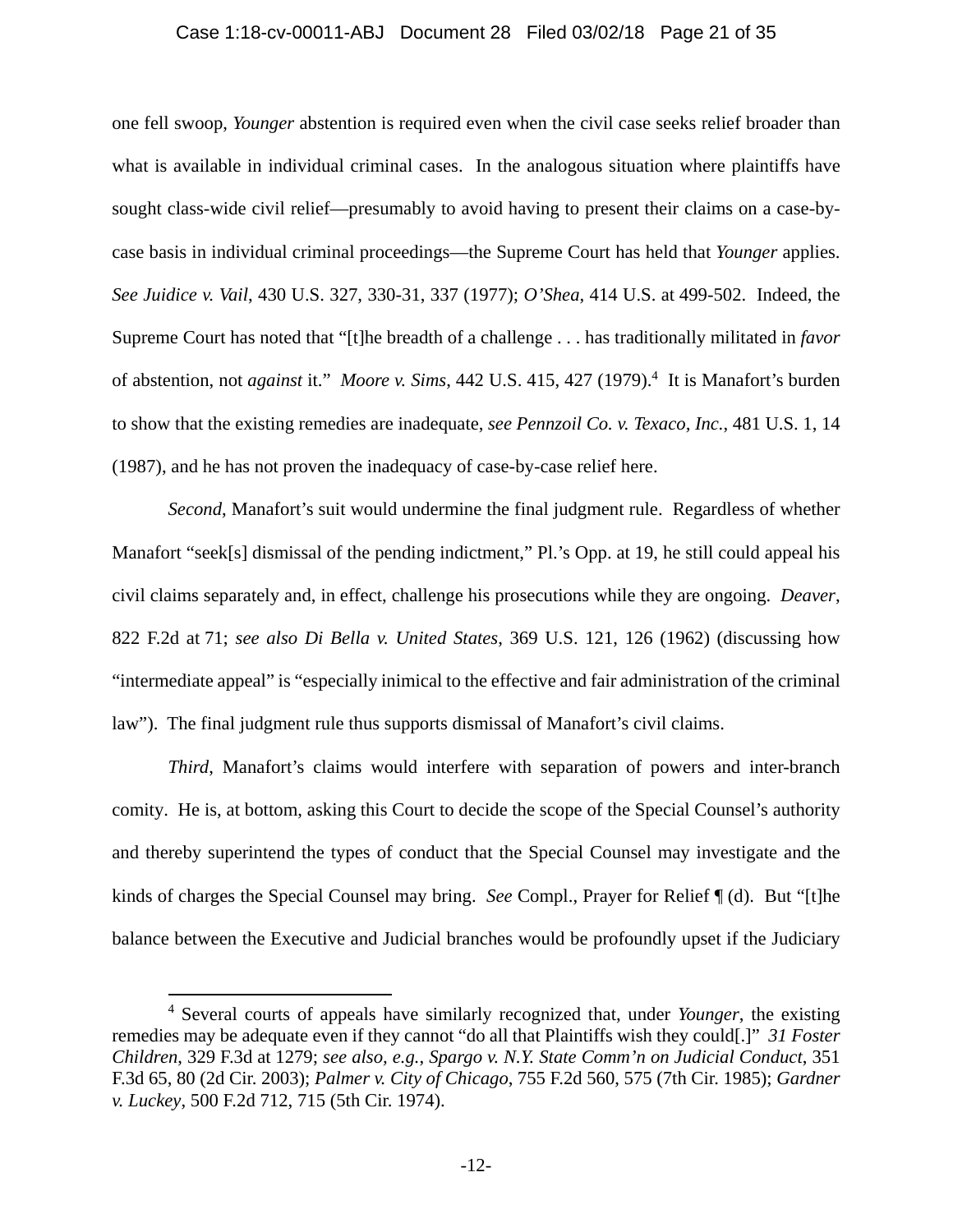one fell swoop, *Younger* abstention is required even when the civil case seeks relief broader than what is available in individual criminal cases. In the analogous situation where plaintiffs have sought class-wide civil relief—presumably to avoid having to present their claims on a case-by-case basis in individual criminal proceedings—the Supreme Court has held that *Younger* applies. *See Juidice v. Vail*, 430 U.S. 327, 330-31, 337 (1977); *O'Shea*, 414 U.S. at 499-502. Indeed, the Supreme Court has noted that "[t]he breadth of a challenge . . . has traditionally militated in *favor* of abstention, not *against* it." *Moore v. Sims*, 442 U.S. 415, 427 (1979).[4] It is Manafort's burden to show that the existing remedies are inadequate, *see Pennzoil Co. v. Texaco, Inc.*, 481 U.S. 1, 14 (1987), and he has not proven the inadequacy of case-by-case relief here.

*Second*, Manafort's suit would undermine the final judgment rule. Regardless of whether Manafort "seek[s] dismissal of the pending indictment," Pl.'s Opp. at 19, he still could appeal his civil claims separately and, in effect, challenge his prosecutions while they are ongoing. *Deaver*, 822 F.2d at 71; *see also Di Bella v. United States*, 369 U.S. 121, 126 (1962) (discussing how "intermediate appeal" is "especially inimical to the effective and fair administration of the criminal law"). The final judgment rule thus supports dismissal of Manafort's civil claims.

*Third*, Manafort's claims would interfere with separation of powers and inter-branch comity. He is, at bottom, asking this Court to decide the scope of the Special Counsel's authority and thereby superintend the types of conduct that the Special Counsel may investigate and the kinds of charges the Special Counsel may bring. *See* Compl., Prayer for Relief ¶ (d). But "[t]he balance between the Executive and Judicial branches would be profoundly upset if the Judiciary

---

[4] Several courts of appeals have similarly recognized that, under *Younger*, the existing remedies may be adequate even if they cannot "do all that Plaintiffs wish they could[.]" *31 Foster Children*, 329 F.3d at 1279; *see also, e.g.*, *Spargo v. N.Y. State Comm'n on Judicial Conduct*, 351 F.3d 65, 80 (2d Cir. 2003); *Palmer v. City of Chicago*, 755 F.2d 560, 575 (7th Cir. 1985); *Gardner v. Luckey*, 500 F.2d 712, 715 (5th Cir. 1974).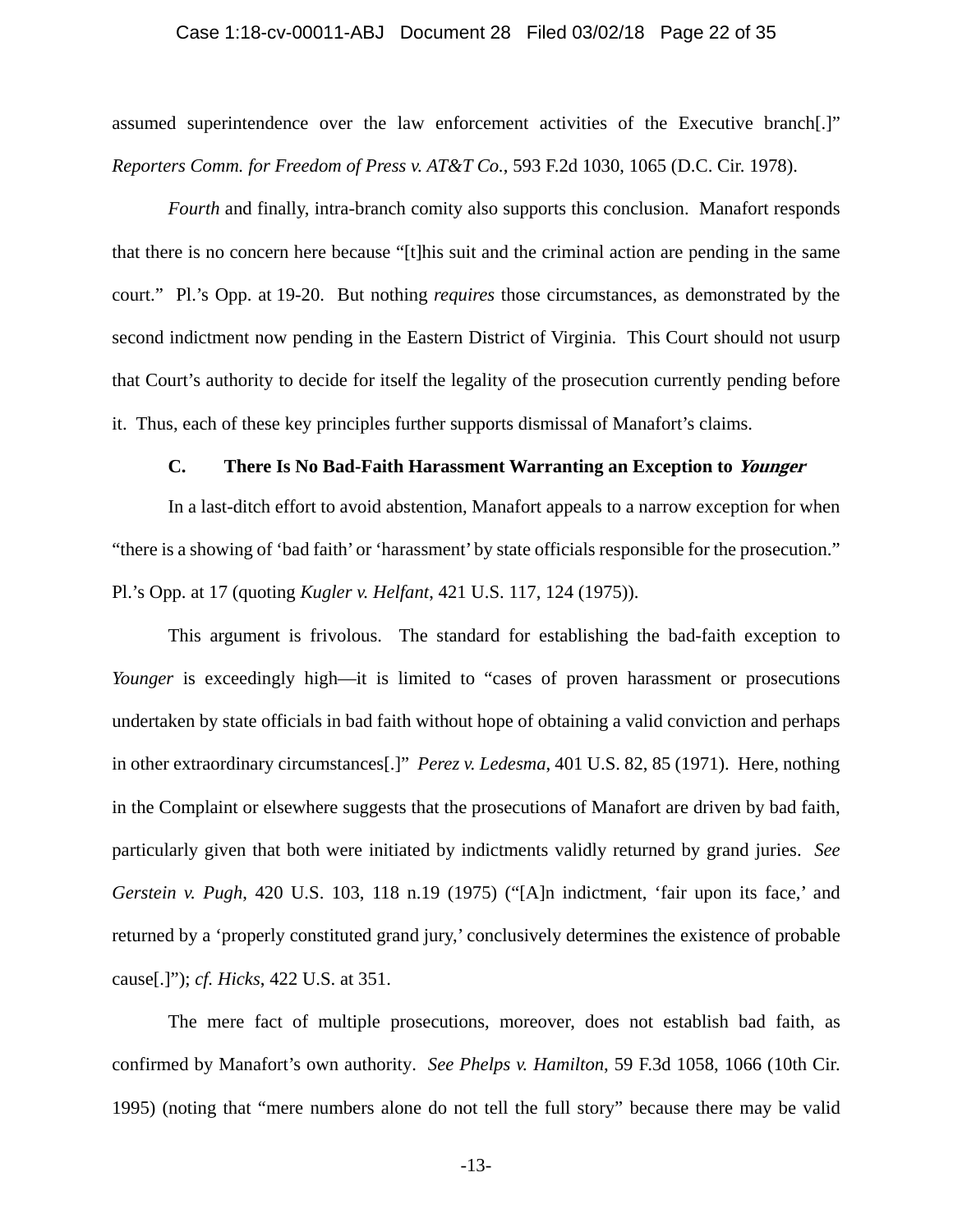assumed superintendence over the law enforcement activities of the Executive branch[.]" *Reporters Comm. for Freedom of Press v. AT&T Co.*, 593 F.2d 1030, 1065 (D.C. Cir. 1978).

*Fourth* and finally, intra-branch comity also supports this conclusion. Manafort responds that there is no concern here because "[t]his suit and the criminal action are pending in the same court." Pl.'s Opp. at 19-20. But nothing *requires* those circumstances, as demonstrated by the second indictment now pending in the Eastern District of Virginia. This Court should not usurp that Court's authority to decide for itself the legality of the prosecution currently pending before it. Thus, each of these key principles further supports dismissal of Manafort's claims.

### C. There Is No Bad-Faith Harassment Warranting an Exception to *Younger*

In a last-ditch effort to avoid abstention, Manafort appeals to a narrow exception for when "there is a showing of 'bad faith' or 'harassment' by state officials responsible for the prosecution." Pl.'s Opp. at 17 (quoting *Kugler v. Helfant*, 421 U.S. 117, 124 (1975)).

This argument is frivolous. The standard for establishing the bad-faith exception to *Younger* is exceedingly high—it is limited to "cases of proven harassment or prosecutions undertaken by state officials in bad faith without hope of obtaining a valid conviction and perhaps in other extraordinary circumstances[.]" *Perez v. Ledesma*, 401 U.S. 82, 85 (1971). Here, nothing in the Complaint or elsewhere suggests that the prosecutions of Manafort are driven by bad faith, particularly given that both were initiated by indictments validly returned by grand juries. *See Gerstein v. Pugh*, 420 U.S. 103, 118 n.19 (1975) ("[A]n indictment, 'fair upon its face,' and returned by a 'properly constituted grand jury,' conclusively determines the existence of probable cause[.]"); *cf. Hicks*, 422 U.S. at 351.

The mere fact of multiple prosecutions, moreover, does not establish bad faith, as confirmed by Manafort's own authority. *See Phelps v. Hamilton*, 59 F.3d 1058, 1066 (10th Cir. 1995) (noting that "mere numbers alone do not tell the full story" because there may be valid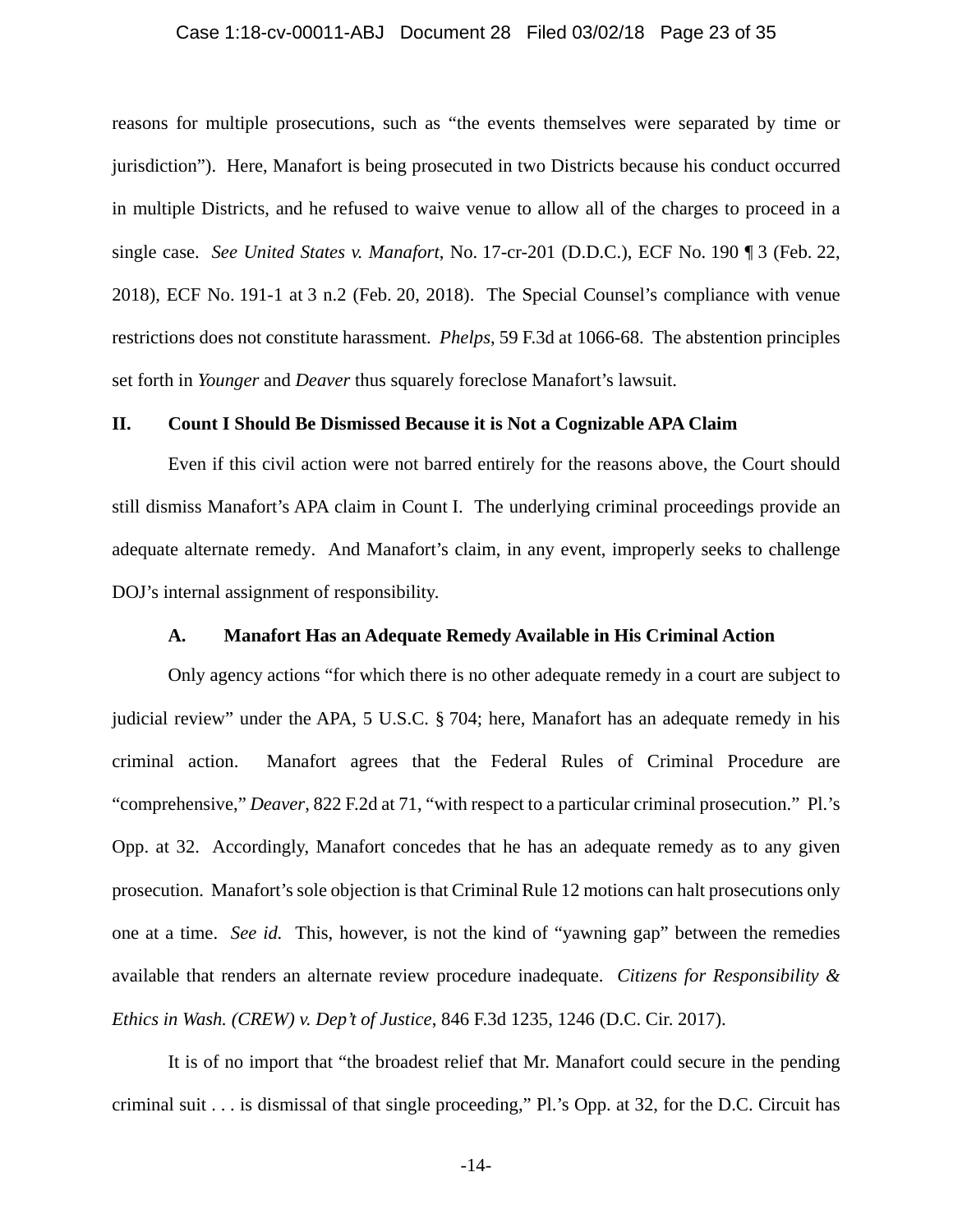reasons for multiple prosecutions, such as "the events themselves were separated by time or jurisdiction"). Here, Manafort is being prosecuted in two Districts because his conduct occurred in multiple Districts, and he refused to waive venue to allow all of the charges to proceed in a single case. *See United States v. Manafort*, No. 17-cr-201 (D.D.C.), ECF No. 190 ¶ 3 (Feb. 22, 2018), ECF No. 191-1 at 3 n.2 (Feb. 20, 2018). The Special Counsel's compliance with venue restrictions does not constitute harassment. *Phelps*, 59 F.3d at 1066-68. The abstention principles set forth in *Younger* and *Deaver* thus squarely foreclose Manafort's lawsuit.

## II. Count I Should Be Dismissed Because it is Not a Cognizable APA Claim

Even if this civil action were not barred entirely for the reasons above, the Court should still dismiss Manafort's APA claim in Count I. The underlying criminal proceedings provide an adequate alternate remedy. And Manafort's claim, in any event, improperly seeks to challenge DOJ's internal assignment of responsibility.

### A. Manafort Has an Adequate Remedy Available in His Criminal Action

Only agency actions "for which there is no other adequate remedy in a court are subject to judicial review" under the APA, 5 U.S.C. § 704; here, Manafort has an adequate remedy in his criminal action. Manafort agrees that the Federal Rules of Criminal Procedure are "comprehensive," *Deaver*, 822 F.2d at 71, "with respect to a particular criminal prosecution." Pl.'s Opp. at 32. Accordingly, Manafort concedes that he has an adequate remedy as to any given prosecution. Manafort's sole objection is that Criminal Rule 12 motions can halt prosecutions only one at a time. *See id.* This, however, is not the kind of "yawning gap" between the remedies available that renders an alternate review procedure inadequate. *Citizens for Responsibility & Ethics in Wash. (CREW) v. Dep't of Justice*, 846 F.3d 1235, 1246 (D.C. Cir. 2017).

It is of no import that "the broadest relief that Mr. Manafort could secure in the pending criminal suit . . . is dismissal of that single proceeding," Pl.'s Opp. at 32, for the D.C. Circuit has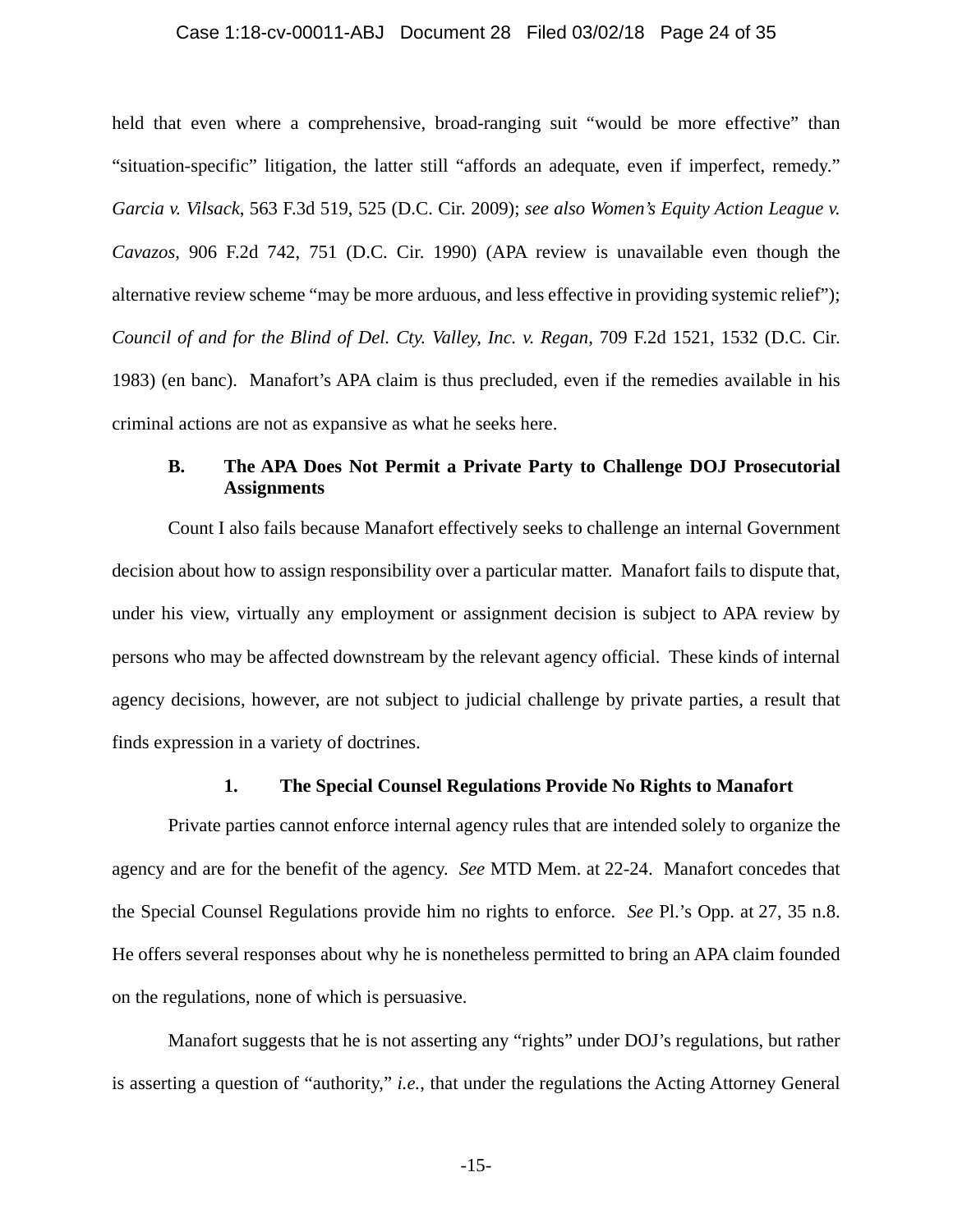held that even where a comprehensive, broad-ranging suit "would be more effective" than "situation-specific" litigation, the latter still "affords an adequate, even if imperfect, remedy." *Garcia v. Vilsack*, 563 F.3d 519, 525 (D.C. Cir. 2009); *see also Women's Equity Action League v. Cavazos*, 906 F.2d 742, 751 (D.C. Cir. 1990) (APA review is unavailable even though the alternative review scheme "may be more arduous, and less effective in providing systemic relief"); *Council of and for the Blind of Del. Cty. Valley, Inc. v. Regan*, 709 F.2d 1521, 1532 (D.C. Cir. 1983) (en banc). Manafort's APA claim is thus precluded, even if the remedies available in his criminal actions are not as expansive as what he seeks here.

### B. The APA Does Not Permit a Private Party to Challenge DOJ Prosecutorial Assignments

Count I also fails because Manafort effectively seeks to challenge an internal Government decision about how to assign responsibility over a particular matter. Manafort fails to dispute that, under his view, virtually any employment or assignment decision is subject to APA review by persons who may be affected downstream by the relevant agency official. These kinds of internal agency decisions, however, are not subject to judicial challenge by private parties, a result that finds expression in a variety of doctrines.

#### 1. The Special Counsel Regulations Provide No Rights to Manafort

Private parties cannot enforce internal agency rules that are intended solely to organize the agency and are for the benefit of the agency. *See* MTD Mem. at 22-24. Manafort concedes that the Special Counsel Regulations provide him no rights to enforce. *See* Pl.'s Opp. at 27, 35 n.8. He offers several responses about why he is nonetheless permitted to bring an APA claim founded on the regulations, none of which is persuasive.

Manafort suggests that he is not asserting any "rights" under DOJ's regulations, but rather is asserting a question of "authority," *i.e.*, that under the regulations the Acting Attorney General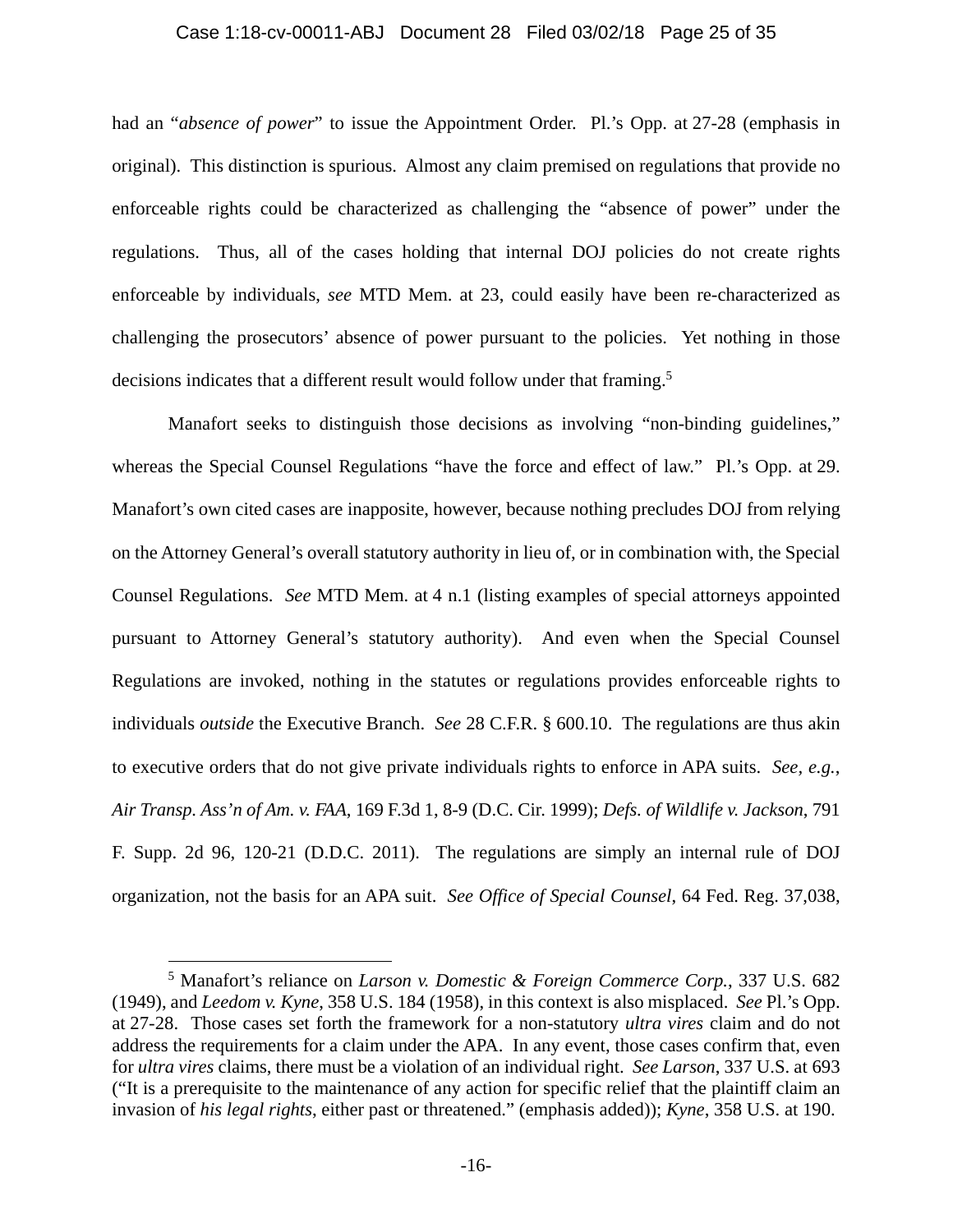had an "*absence of power*" to issue the Appointment Order. Pl.'s Opp. at 27-28 (emphasis in original). This distinction is spurious. Almost any claim premised on regulations that provide no enforceable rights could be characterized as challenging the "absence of power" under the regulations. Thus, all of the cases holding that internal DOJ policies do not create rights enforceable by individuals, *see* MTD Mem. at 23, could easily have been re-characterized as challenging the prosecutors' absence of power pursuant to the policies. Yet nothing in those decisions indicates that a different result would follow under that framing.[5]

Manafort seeks to distinguish those decisions as involving "non-binding guidelines," whereas the Special Counsel Regulations "have the force and effect of law." Pl.'s Opp. at 29. Manafort's own cited cases are inapposite, however, because nothing precludes DOJ from relying on the Attorney General's overall statutory authority in lieu of, or in combination with, the Special Counsel Regulations. *See* MTD Mem. at 4 n.1 (listing examples of special attorneys appointed pursuant to Attorney General's statutory authority). And even when the Special Counsel Regulations are invoked, nothing in the statutes or regulations provides enforceable rights to individuals *outside* the Executive Branch. *See* 28 C.F.R. § 600.10. The regulations are thus akin to executive orders that do not give private individuals rights to enforce in APA suits. *See, e.g.*, *Air Transp. Ass'n of Am. v. FAA*, 169 F.3d 1, 8-9 (D.C. Cir. 1999); *Defs. of Wildlife v. Jackson*, 791 F. Supp. 2d 96, 120-21 (D.D.C. 2011). The regulations are simply an internal rule of DOJ organization, not the basis for an APA suit. *See Office of Special Counsel*, 64 Fed. Reg. 37,038,

---

[5] Manafort's reliance on *Larson v. Domestic & Foreign Commerce Corp.*, 337 U.S. 682 (1949), and *Leedom v. Kyne*, 358 U.S. 184 (1958), in this context is also misplaced. *See* Pl.'s Opp. at 27-28. Those cases set forth the framework for a non-statutory *ultra vires* claim and do not address the requirements for a claim under the APA. In any event, those cases confirm that, even for *ultra vires* claims, there must be a violation of an individual right. *See Larson*, 337 U.S. at 693 ("It is a prerequisite to the maintenance of any action for specific relief that the plaintiff claim an invasion of *his legal rights*, either past or threatened." (emphasis added)); *Kyne*, 358 U.S. at 190.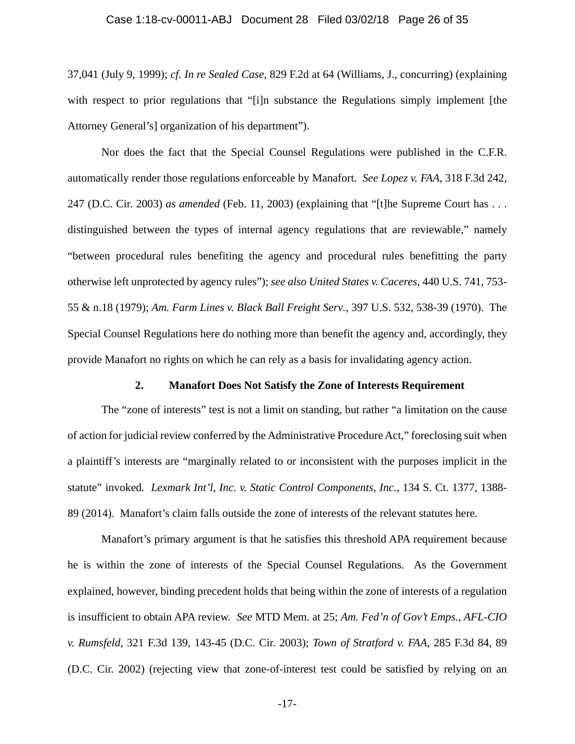37,041 (July 9, 1999); *cf. In re Sealed Case*, 829 F.2d at 64 (Williams, J., concurring) (explaining with respect to prior regulations that "[i]n substance the Regulations simply implement [the Attorney General's] organization of his department").

Nor does the fact that the Special Counsel Regulations were published in the C.F.R. automatically render those regulations enforceable by Manafort. *See Lopez v. FAA*, 318 F.3d 242, 247 (D.C. Cir. 2003) *as amended* (Feb. 11, 2003) (explaining that "[t]he Supreme Court has . . . distinguished between the types of internal agency regulations that are reviewable," namely "between procedural rules benefiting the agency and procedural rules benefitting the party otherwise left unprotected by agency rules"); *see also United States v. Caceres*, 440 U.S. 741, 753-55 & n.18 (1979); *Am. Farm Lines v. Black Ball Freight Serv.*, 397 U.S. 532, 538-39 (1970). The Special Counsel Regulations here do nothing more than benefit the agency and, accordingly, they provide Manafort no rights on which he can rely as a basis for invalidating agency action.

### 2. Manafort Does Not Satisfy the Zone of Interests Requirement

The "zone of interests" test is not a limit on standing, but rather "a limitation on the cause of action for judicial review conferred by the Administrative Procedure Act," foreclosing suit when a plaintiff's interests are "marginally related to or inconsistent with the purposes implicit in the statute" invoked. *Lexmark Int'l, Inc. v. Static Control Components, Inc.*, 134 S. Ct. 1377, 1388-89 (2014). Manafort's claim falls outside the zone of interests of the relevant statutes here.

Manafort's primary argument is that he satisfies this threshold APA requirement because he is within the zone of interests of the Special Counsel Regulations. As the Government explained, however, binding precedent holds that being within the zone of interests of a regulation is insufficient to obtain APA review. *See* MTD Mem. at 25; *Am. Fed'n of Gov't Emps., AFL-CIO v. Rumsfeld*, 321 F.3d 139, 143-45 (D.C. Cir. 2003); *Town of Stratford v. FAA*, 285 F.3d 84, 89 (D.C. Cir. 2002) (rejecting view that zone-of-interest test could be satisfied by relying on an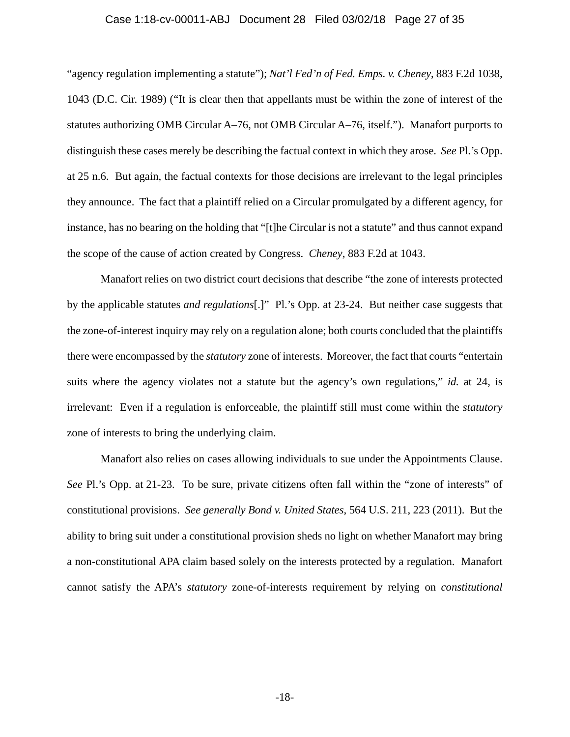"agency regulation implementing a statute"); *Nat'l Fed'n of Fed. Emps. v. Cheney*, 883 F.2d 1038, 1043 (D.C. Cir. 1989) ("It is clear then that appellants must be within the zone of interest of the statutes authorizing OMB Circular A–76, not OMB Circular A–76, itself."). Manafort purports to distinguish these cases merely be describing the factual context in which they arose. *See* Pl.'s Opp. at 25 n.6. But again, the factual contexts for those decisions are irrelevant to the legal principles they announce. The fact that a plaintiff relied on a Circular promulgated by a different agency, for instance, has no bearing on the holding that "[t]he Circular is not a statute" and thus cannot expand the scope of the cause of action created by Congress. *Cheney*, 883 F.2d at 1043.

Manafort relies on two district court decisions that describe "the zone of interests protected by the applicable statutes *and regulations*[.]" Pl.'s Opp. at 23-24. But neither case suggests that the zone-of-interest inquiry may rely on a regulation alone; both courts concluded that the plaintiffs there were encompassed by the *statutory* zone of interests. Moreover, the fact that courts "entertain suits where the agency violates not a statute but the agency's own regulations," *id.* at 24, is irrelevant: Even if a regulation is enforceable, the plaintiff still must come within the *statutory* zone of interests to bring the underlying claim.

Manafort also relies on cases allowing individuals to sue under the Appointments Clause. *See* Pl.'s Opp. at 21-23. To be sure, private citizens often fall within the "zone of interests" of constitutional provisions. *See generally Bond v. United States*, 564 U.S. 211, 223 (2011). But the ability to bring suit under a constitutional provision sheds no light on whether Manafort may bring a non-constitutional APA claim based solely on the interests protected by a regulation. Manafort cannot satisfy the APA's *statutory* zone-of-interests requirement by relying on *constitutional*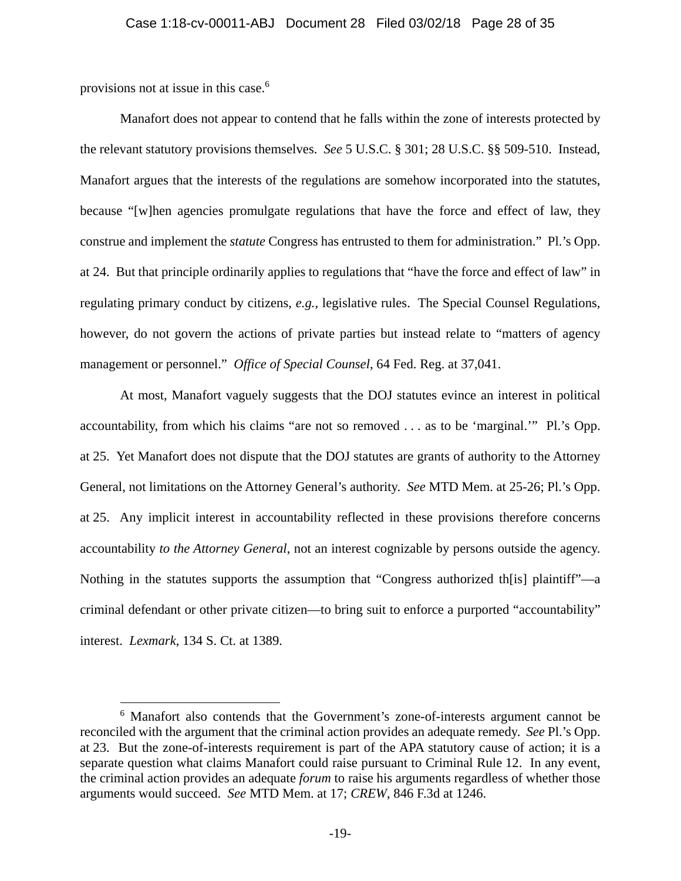provisions not at issue in this case.[6]

Manafort does not appear to contend that he falls within the zone of interests protected by the relevant statutory provisions themselves. *See* 5 U.S.C. § 301; 28 U.S.C. §§ 509-510. Instead, Manafort argues that the interests of the regulations are somehow incorporated into the statutes, because "[w]hen agencies promulgate regulations that have the force and effect of law, they construe and implement the *statute* Congress has entrusted to them for administration." Pl.'s Opp. at 24. But that principle ordinarily applies to regulations that "have the force and effect of law" in regulating primary conduct by citizens, *e.g.*, legislative rules. The Special Counsel Regulations, however, do not govern the actions of private parties but instead relate to "matters of agency management or personnel." *Office of Special Counsel*, 64 Fed. Reg. at 37,041.

At most, Manafort vaguely suggests that the DOJ statutes evince an interest in political accountability, from which his claims "are not so removed . . . as to be 'marginal.'" Pl.'s Opp. at 25. Yet Manafort does not dispute that the DOJ statutes are grants of authority to the Attorney General, not limitations on the Attorney General's authority. *See* MTD Mem. at 25-26; Pl.'s Opp. at 25. Any implicit interest in accountability reflected in these provisions therefore concerns accountability *to the Attorney General*, not an interest cognizable by persons outside the agency. Nothing in the statutes supports the assumption that "Congress authorized th[is] plaintiff"—a criminal defendant or other private citizen—to bring suit to enforce a purported "accountability" interest. *Lexmark*, 134 S. Ct. at 1389.

[6] Manafort also contends that the Government's zone-of-interests argument cannot be reconciled with the argument that the criminal action provides an adequate remedy. *See* Pl.'s Opp. at 23. But the zone-of-interests requirement is part of the APA statutory cause of action; it is a separate question what claims Manafort could raise pursuant to Criminal Rule 12. In any event, the criminal action provides an adequate *forum* to raise his arguments regardless of whether those arguments would succeed. *See* MTD Mem. at 17; *CREW*, 846 F.3d at 1246.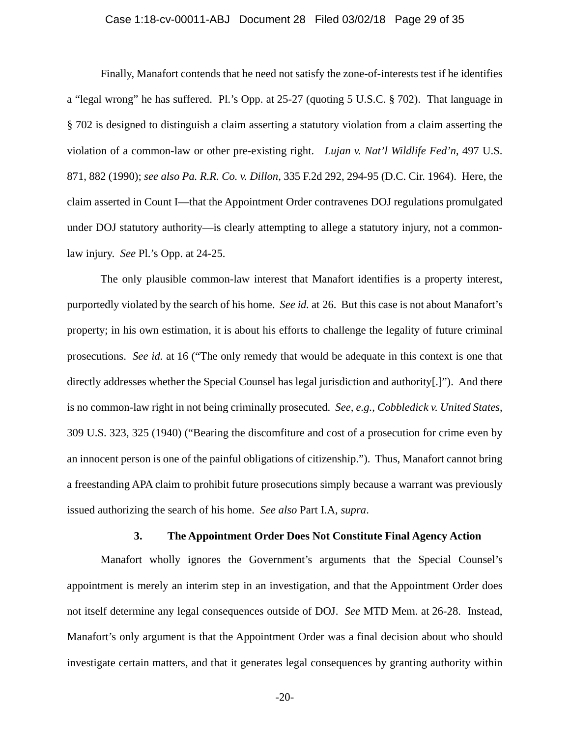Finally, Manafort contends that he need not satisfy the zone-of-interests test if he identifies a "legal wrong" he has suffered. Pl.'s Opp. at 25-27 (quoting 5 U.S.C. § 702). That language in § 702 is designed to distinguish a claim asserting a statutory violation from a claim asserting the violation of a common-law or other pre-existing right. *Lujan v. Nat'l Wildlife Fed'n*, 497 U.S. 871, 882 (1990); *see also Pa. R.R. Co. v. Dillon*, 335 F.2d 292, 294-95 (D.C. Cir. 1964). Here, the claim asserted in Count I—that the Appointment Order contravenes DOJ regulations promulgated under DOJ statutory authority—is clearly attempting to allege a statutory injury, not a common-law injury. *See* Pl.'s Opp. at 24-25.

The only plausible common-law interest that Manafort identifies is a property interest, purportedly violated by the search of his home. *See id.* at 26. But this case is not about Manafort's property; in his own estimation, it is about his efforts to challenge the legality of future criminal prosecutions. *See id.* at 16 ("The only remedy that would be adequate in this context is one that directly addresses whether the Special Counsel has legal jurisdiction and authority[.]"). And there is no common-law right in not being criminally prosecuted. *See, e.g.*, *Cobbledick v. United States*, 309 U.S. 323, 325 (1940) ("Bearing the discomfiture and cost of a prosecution for crime even by an innocent person is one of the painful obligations of citizenship."). Thus, Manafort cannot bring a freestanding APA claim to prohibit future prosecutions simply because a warrant was previously issued authorizing the search of his home. *See also* Part I.A, *supra*.

### 3. The Appointment Order Does Not Constitute Final Agency Action

Manafort wholly ignores the Government's arguments that the Special Counsel's appointment is merely an interim step in an investigation, and that the Appointment Order does not itself determine any legal consequences outside of DOJ. *See* MTD Mem. at 26-28. Instead, Manafort's only argument is that the Appointment Order was a final decision about who should investigate certain matters, and that it generates legal consequences by granting authority within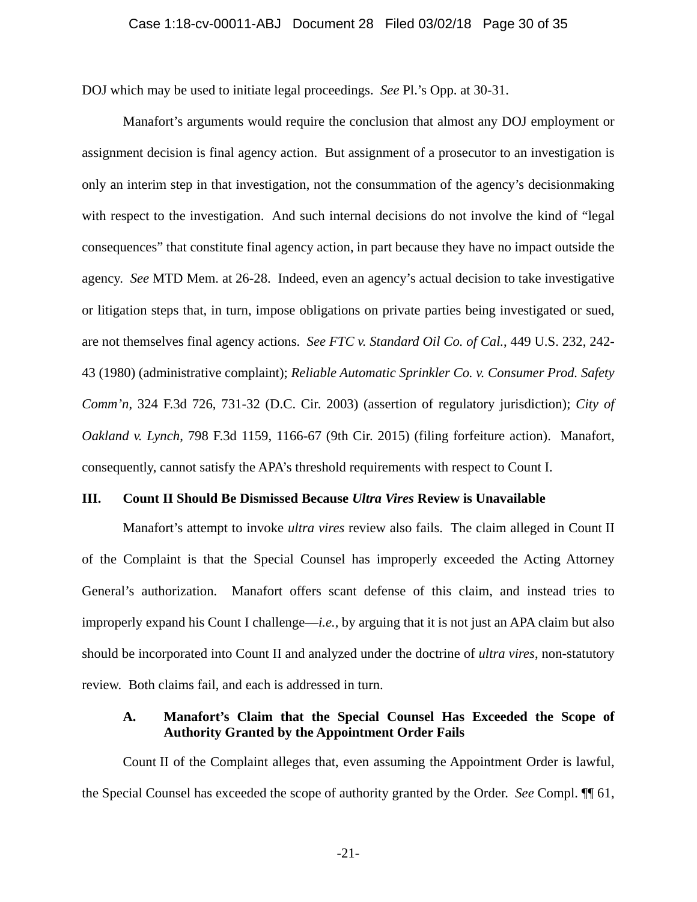DOJ which may be used to initiate legal proceedings. *See* Pl.'s Opp. at 30-31.

Manafort's arguments would require the conclusion that almost any DOJ employment or assignment decision is final agency action. But assignment of a prosecutor to an investigation is only an interim step in that investigation, not the consummation of the agency's decisionmaking with respect to the investigation. And such internal decisions do not involve the kind of "legal consequences" that constitute final agency action, in part because they have no impact outside the agency. *See* MTD Mem. at 26-28. Indeed, even an agency's actual decision to take investigative or litigation steps that, in turn, impose obligations on private parties being investigated or sued, are not themselves final agency actions. *See FTC v. Standard Oil Co. of Cal.*, 449 U.S. 232, 242-43 (1980) (administrative complaint); *Reliable Automatic Sprinkler Co. v. Consumer Prod. Safety Comm'n*, 324 F.3d 726, 731-32 (D.C. Cir. 2003) (assertion of regulatory jurisdiction); *City of Oakland v. Lynch*, 798 F.3d 1159, 1166-67 (9th Cir. 2015) (filing forfeiture action). Manafort, consequently, cannot satisfy the APA's threshold requirements with respect to Count I.

## III. Count II Should Be Dismissed Because *Ultra Vires* Review is Unavailable

Manafort's attempt to invoke *ultra vires* review also fails. The claim alleged in Count II of the Complaint is that the Special Counsel has improperly exceeded the Acting Attorney General's authorization. Manafort offers scant defense of this claim, and instead tries to improperly expand his Count I challenge—*i.e.*, by arguing that it is not just an APA claim but also should be incorporated into Count II and analyzed under the doctrine of *ultra vires*, non-statutory review. Both claims fail, and each is addressed in turn.

### A. Manafort's Claim that the Special Counsel Has Exceeded the Scope of Authority Granted by the Appointment Order Fails

Count II of the Complaint alleges that, even assuming the Appointment Order is lawful, the Special Counsel has exceeded the scope of authority granted by the Order. *See* Compl. ¶¶ 61,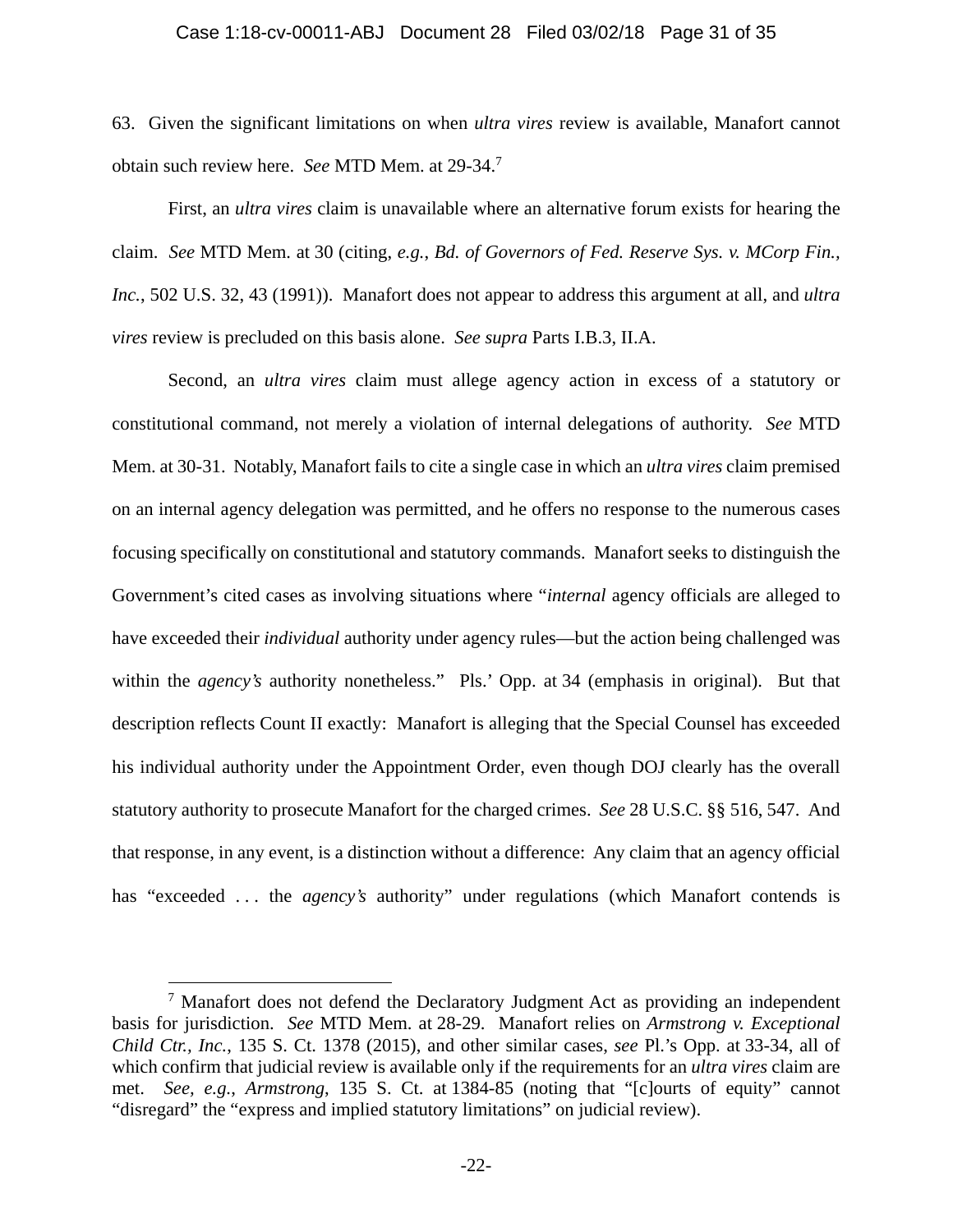63. Given the significant limitations on when *ultra vires* review is available, Manafort cannot obtain such review here. *See* MTD Mem. at 29-34.[7]

First, an *ultra vires* claim is unavailable where an alternative forum exists for hearing the claim. *See* MTD Mem. at 30 (citing, *e.g.*, *Bd. of Governors of Fed. Reserve Sys. v. MCorp Fin., Inc.*, 502 U.S. 32, 43 (1991)). Manafort does not appear to address this argument at all, and *ultra vires* review is precluded on this basis alone. *See supra* Parts I.B.3, II.A.

Second, an *ultra vires* claim must allege agency action in excess of a statutory or constitutional command, not merely a violation of internal delegations of authority. *See* MTD Mem. at 30-31. Notably, Manafort fails to cite a single case in which an *ultra vires* claim premised on an internal agency delegation was permitted, and he offers no response to the numerous cases focusing specifically on constitutional and statutory commands. Manafort seeks to distinguish the Government's cited cases as involving situations where "*internal* agency officials are alleged to have exceeded their *individual* authority under agency rules—but the action being challenged was within the *agency's* authority nonetheless." Pls.' Opp. at 34 (emphasis in original). But that description reflects Count II exactly: Manafort is alleging that the Special Counsel has exceeded his individual authority under the Appointment Order, even though DOJ clearly has the overall statutory authority to prosecute Manafort for the charged crimes. *See* 28 U.S.C. §§ 516, 547. And that response, in any event, is a distinction without a difference: Any claim that an agency official has "exceeded . . . the *agency's* authority" under regulations (which Manafort contends is

[7] Manafort does not defend the Declaratory Judgment Act as providing an independent basis for jurisdiction. *See* MTD Mem. at 28-29. Manafort relies on *Armstrong v. Exceptional Child Ctr., Inc.*, 135 S. Ct. 1378 (2015), and other similar cases, *see* Pl.'s Opp. at 33-34, all of which confirm that judicial review is available only if the requirements for an *ultra vires* claim are met. *See*, *e.g.*, *Armstrong*, 135 S. Ct. at 1384-85 (noting that "[c]ourts of equity" cannot "disregard" the "express and implied statutory limitations" on judicial review).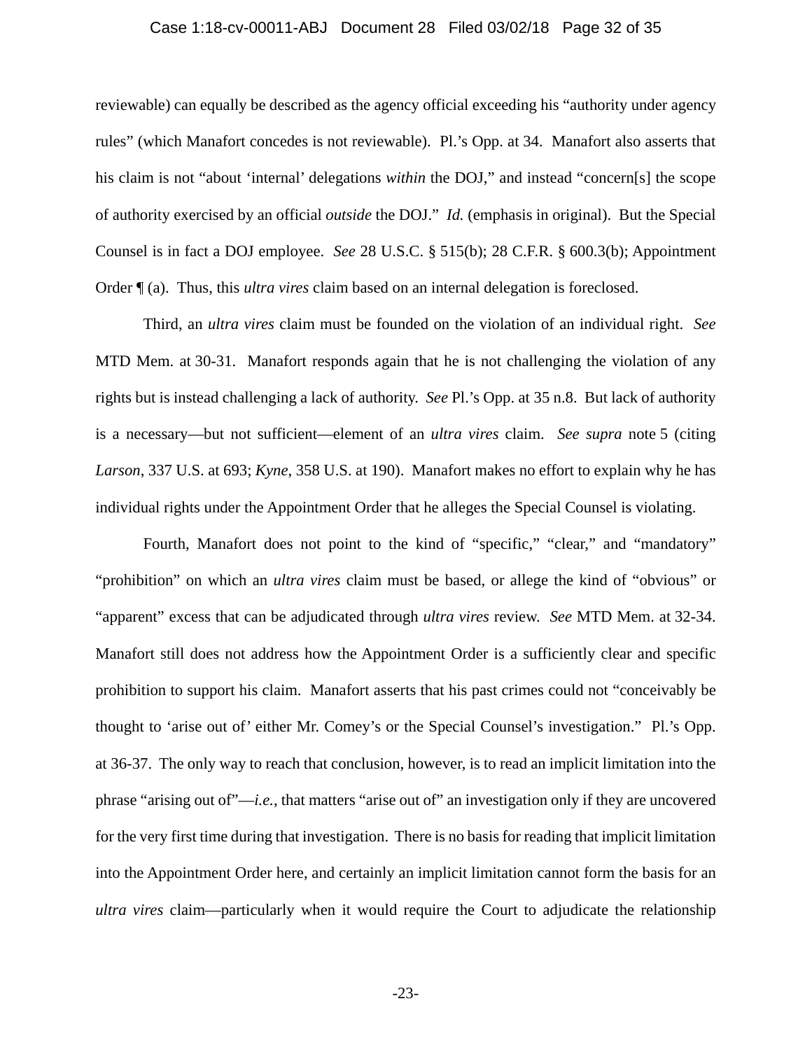reviewable) can equally be described as the agency official exceeding his "authority under agency rules" (which Manafort concedes is not reviewable). Pl.'s Opp. at 34. Manafort also asserts that his claim is not "about 'internal' delegations *within* the DOJ," and instead "concern[s] the scope of authority exercised by an official *outside* the DOJ." *Id.* (emphasis in original). But the Special Counsel is in fact a DOJ employee. *See* 28 U.S.C. § 515(b); 28 C.F.R. § 600.3(b); Appointment Order ¶ (a). Thus, this *ultra vires* claim based on an internal delegation is foreclosed.

Third, an *ultra vires* claim must be founded on the violation of an individual right. *See* MTD Mem. at 30-31. Manafort responds again that he is not challenging the violation of any rights but is instead challenging a lack of authority. *See* Pl.'s Opp. at 35 n.8. But lack of authority is a necessary—but not sufficient—element of an *ultra vires* claim. *See supra* note 5 (citing *Larson*, 337 U.S. at 693; *Kyne*, 358 U.S. at 190). Manafort makes no effort to explain why he has individual rights under the Appointment Order that he alleges the Special Counsel is violating.

Fourth, Manafort does not point to the kind of "specific," "clear," and "mandatory" "prohibition" on which an *ultra vires* claim must be based, or allege the kind of "obvious" or "apparent" excess that can be adjudicated through *ultra vires* review. *See* MTD Mem. at 32-34. Manafort still does not address how the Appointment Order is a sufficiently clear and specific prohibition to support his claim. Manafort asserts that his past crimes could not "conceivably be thought to 'arise out of' either Mr. Comey's or the Special Counsel's investigation." Pl.'s Opp. at 36-37. The only way to reach that conclusion, however, is to read an implicit limitation into the phrase "arising out of"—*i.e.*, that matters "arise out of" an investigation only if they are uncovered for the very first time during that investigation. There is no basis for reading that implicit limitation into the Appointment Order here, and certainly an implicit limitation cannot form the basis for an *ultra vires* claim—particularly when it would require the Court to adjudicate the relationship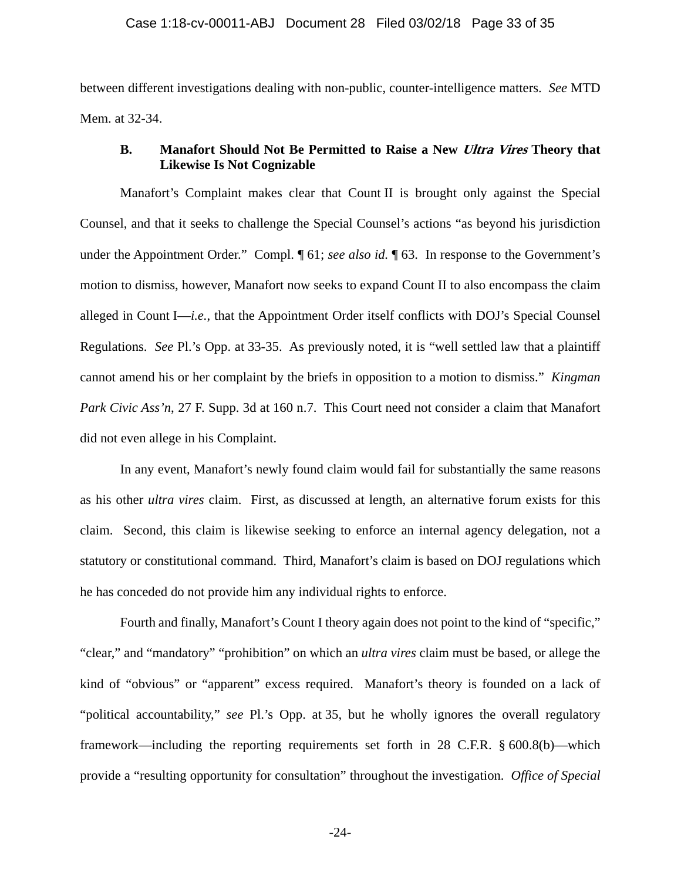between different investigations dealing with non-public, counter-intelligence matters. *See* MTD Mem. at 32-34.

### B. Manafort Should Not Be Permitted to Raise a New *Ultra Vires* Theory that Likewise Is Not Cognizable

Manafort's Complaint makes clear that Count II is brought only against the Special Counsel, and that it seeks to challenge the Special Counsel's actions "as beyond his jurisdiction under the Appointment Order." Compl. ¶ 61; *see also id.* ¶ 63. In response to the Government's motion to dismiss, however, Manafort now seeks to expand Count II to also encompass the claim alleged in Count I—*i.e.*, that the Appointment Order itself conflicts with DOJ's Special Counsel Regulations. *See* Pl.'s Opp. at 33-35. As previously noted, it is "well settled law that a plaintiff cannot amend his or her complaint by the briefs in opposition to a motion to dismiss." *Kingman Park Civic Ass'n*, 27 F. Supp. 3d at 160 n.7. This Court need not consider a claim that Manafort did not even allege in his Complaint.

In any event, Manafort's newly found claim would fail for substantially the same reasons as his other *ultra vires* claim. First, as discussed at length, an alternative forum exists for this claim. Second, this claim is likewise seeking to enforce an internal agency delegation, not a statutory or constitutional command. Third, Manafort's claim is based on DOJ regulations which he has conceded do not provide him any individual rights to enforce.

Fourth and finally, Manafort's Count I theory again does not point to the kind of "specific," "clear," and "mandatory" "prohibition" on which an *ultra vires* claim must be based, or allege the kind of "obvious" or "apparent" excess required. Manafort's theory is founded on a lack of "political accountability," *see* Pl.'s Opp. at 35, but he wholly ignores the overall regulatory framework—including the reporting requirements set forth in 28 C.F.R. § 600.8(b)—which provide a "resulting opportunity for consultation" throughout the investigation. *Office of Special*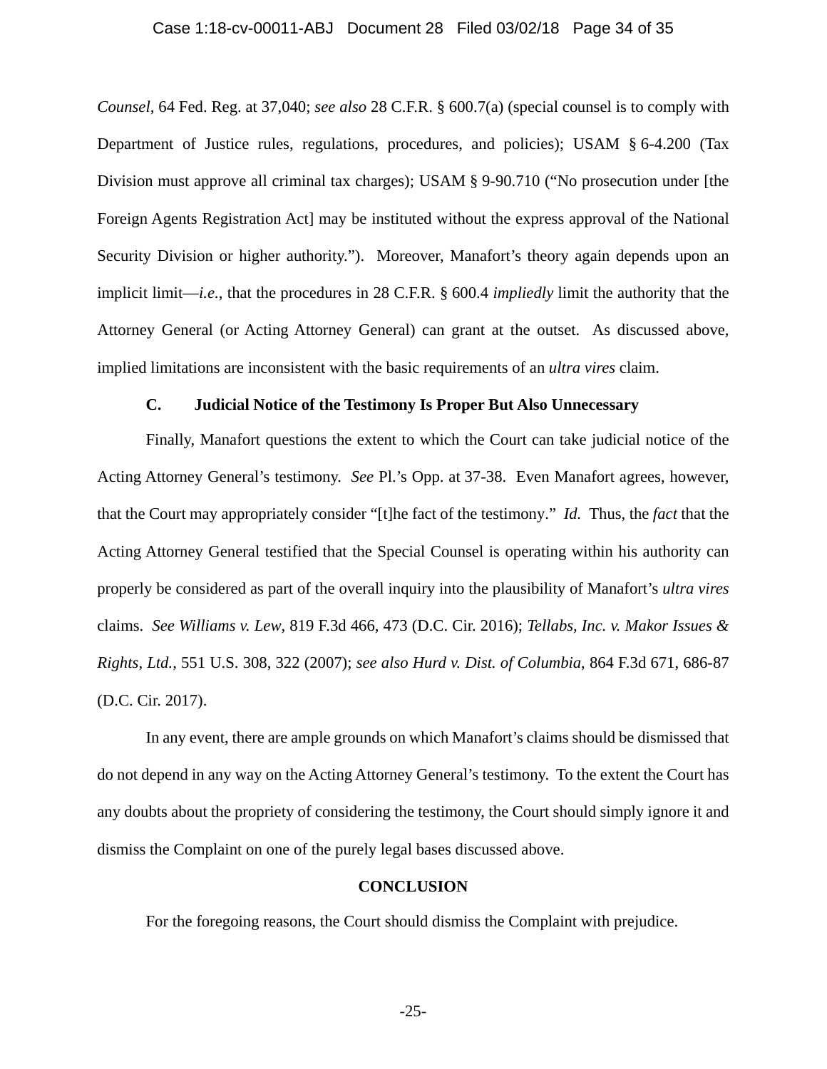*Counsel*, 64 Fed. Reg. at 37,040; *see also* 28 C.F.R. § 600.7(a) (special counsel is to comply with Department of Justice rules, regulations, procedures, and policies); USAM § 6-4.200 (Tax Division must approve all criminal tax charges); USAM § 9-90.710 ("No prosecution under [the Foreign Agents Registration Act] may be instituted without the express approval of the National Security Division or higher authority."). Moreover, Manafort's theory again depends upon an implicit limit—*i.e.*, that the procedures in 28 C.F.R. § 600.4 *impliedly* limit the authority that the Attorney General (or Acting Attorney General) can grant at the outset. As discussed above, implied limitations are inconsistent with the basic requirements of an *ultra vires* claim.

### C. Judicial Notice of the Testimony Is Proper But Also Unnecessary

Finally, Manafort questions the extent to which the Court can take judicial notice of the Acting Attorney General's testimony. *See* Pl.'s Opp. at 37-38. Even Manafort agrees, however, that the Court may appropriately consider "[t]he fact of the testimony." *Id.* Thus, the *fact* that the Acting Attorney General testified that the Special Counsel is operating within his authority can properly be considered as part of the overall inquiry into the plausibility of Manafort's *ultra vires* claims. *See Williams v. Lew*, 819 F.3d 466, 473 (D.C. Cir. 2016); *Tellabs, Inc. v. Makor Issues & Rights, Ltd.*, 551 U.S. 308, 322 (2007); *see also Hurd v. Dist. of Columbia*, 864 F.3d 671, 686-87 (D.C. Cir. 2017).

In any event, there are ample grounds on which Manafort's claims should be dismissed that do not depend in any way on the Acting Attorney General's testimony. To the extent the Court has any doubts about the propriety of considering the testimony, the Court should simply ignore it and dismiss the Complaint on one of the purely legal bases discussed above.

## CONCLUSION

For the foregoing reasons, the Court should dismiss the Complaint with prejudice.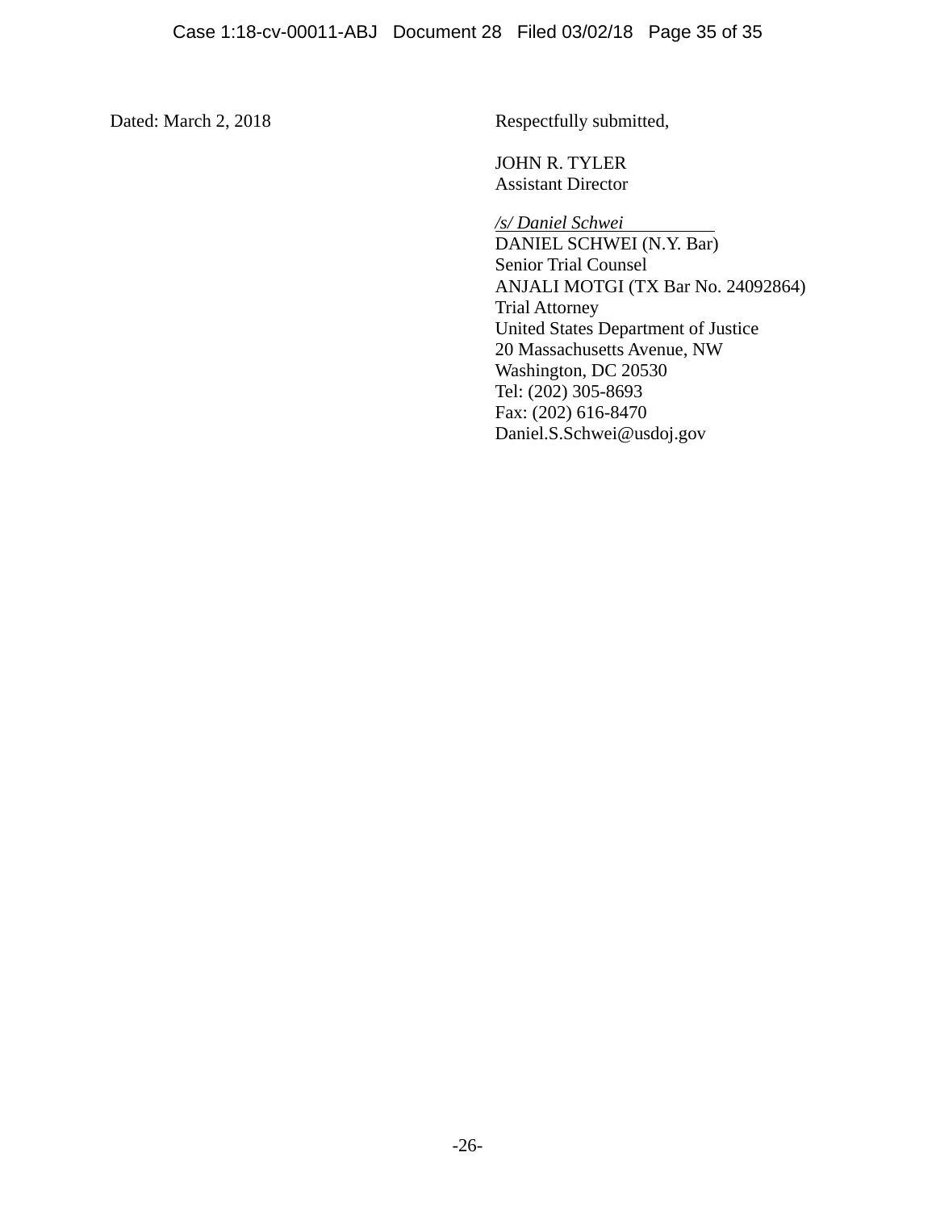Dated: March 2, 2018

Respectfully submitted,

JOHN R. TYLER
Assistant Director

*/s/ Daniel Schwei*
DANIEL SCHWEI (N.Y. Bar)
Senior Trial Counsel
ANJALI MOTGI (TX Bar No. 24092864)
Trial Attorney
United States Department of Justice
20 Massachusetts Avenue, NW
Washington, DC 20530
Tel: (202) 305-8693
Fax: (202) 616-8470
Daniel.S.Schwei@usdoj.gov